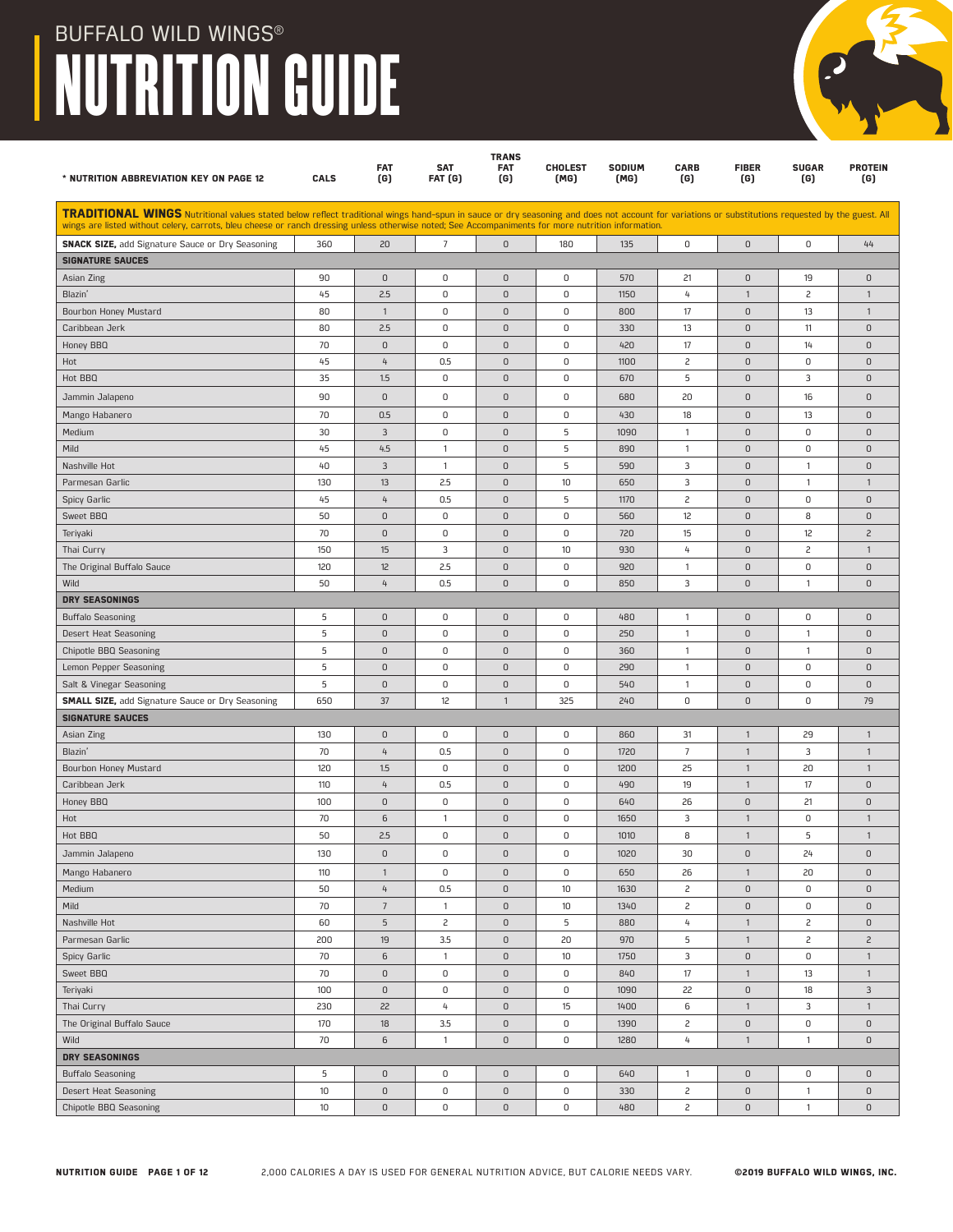# BUFFALO WILD WINGS®

# NUTRITION GUIDE

| * NUTRITION ABBREVIATION KEY ON PAGE 12 | CALS | FAT (G) | SAT FAT (G) | TRANS FAT (G) | CHOLEST (MG) | SODIUM (MG) | CARB (G) | FIBER (G) | SUGAR (G) | PROTEIN (G) |
|---|---|---|---|---|---|---|---|---|---|---|
| **TRADITIONAL WINGS** Nutritional values stated below reflect traditional wings hand-spun in sauce or dry seasoning and does not account for variations or substitutions requested by the guest. All wings are listed without celery, carrots, bleu cheese or ranch dressing unless otherwise noted; See Accompaniments for more nutrition information. | | | | | | | | | | |
| **SNACK SIZE,** add Signature Sauce or Dry Seasoning | 360 | 20 | 7 | 0 | 180 | 135 | 0 | 0 | 0 | 44 |
| **SIGNATURE SAUCES** | | | | | | | | | | |
| Asian Zing | 90 | 0 | 0 | 0 | 0 | 570 | 21 | 0 | 19 | 0 |
| Blazin' | 45 | 2.5 | 0 | 0 | 0 | 1150 | 4 | 1 | 2 | 1 |
| Bourbon Honey Mustard | 80 | 1 | 0 | 0 | 0 | 800 | 17 | 0 | 13 | 1 |
| Caribbean Jerk | 80 | 2.5 | 0 | 0 | 0 | 330 | 13 | 0 | 11 | 0 |
| Honey BBQ | 70 | 0 | 0 | 0 | 0 | 420 | 17 | 0 | 14 | 0 |
| Hot | 45 | 4 | 0.5 | 0 | 0 | 1100 | 2 | 0 | 0 | 0 |
| Hot BBQ | 35 | 1.5 | 0 | 0 | 0 | 670 | 5 | 0 | 3 | 0 |
| Jammin Jalapeno | 90 | 0 | 0 | 0 | 0 | 680 | 20 | 0 | 16 | 0 |
| Mango Habanero | 70 | 0.5 | 0 | 0 | 0 | 430 | 18 | 0 | 13 | 0 |
| Medium | 30 | 3 | 0 | 0 | 5 | 1090 | 1 | 0 | 0 | 0 |
| Mild | 45 | 4.5 | 1 | 0 | 5 | 890 | 1 | 0 | 0 | 0 |
| Nashville Hot | 40 | 3 | 1 | 0 | 5 | 590 | 3 | 0 | 1 | 0 |
| Parmesan Garlic | 130 | 13 | 2.5 | 0 | 10 | 650 | 3 | 0 | 1 | 1 |
| Spicy Garlic | 45 | 4 | 0.5 | 0 | 5 | 1170 | 2 | 0 | 0 | 0 |
| Sweet BBQ | 50 | 0 | 0 | 0 | 0 | 560 | 12 | 0 | 8 | 0 |
| Teriyaki | 70 | 0 | 0 | 0 | 0 | 720 | 15 | 0 | 12 | 2 |
| Thai Curry | 150 | 15 | 3 | 0 | 10 | 930 | 4 | 0 | 2 | 1 |
| The Original Buffalo Sauce | 120 | 12 | 2.5 | 0 | 0 | 920 | 1 | 0 | 0 | 0 |
| Wild | 50 | 4 | 0.5 | 0 | 0 | 850 | 3 | 0 | 1 | 0 |
| **DRY SEASONINGS** | | | | | | | | | | |
| Buffalo Seasoning | 5 | 0 | 0 | 0 | 0 | 480 | 1 | 0 | 0 | 0 |
| Desert Heat Seasoning | 5 | 0 | 0 | 0 | 0 | 250 | 1 | 0 | 1 | 0 |
| Chipotle BBQ Seasoning | 5 | 0 | 0 | 0 | 0 | 360 | 1 | 0 | 1 | 0 |
| Lemon Pepper Seasoning | 5 | 0 | 0 | 0 | 0 | 290 | 1 | 0 | 0 | 0 |
| Salt & Vinegar Seasoning | 5 | 0 | 0 | 0 | 0 | 540 | 1 | 0 | 0 | 0 |
| **SMALL SIZE,** add Signature Sauce or Dry Seasoning | 650 | 37 | 12 | 1 | 325 | 240 | 0 | 0 | 0 | 79 |
| **SIGNATURE SAUCES** | | | | | | | | | | |
| Asian Zing | 130 | 0 | 0 | 0 | 0 | 860 | 31 | 1 | 29 | 1 |
| Blazin' | 70 | 4 | 0.5 | 0 | 0 | 1720 | 7 | 1 | 3 | 1 |
| Bourbon Honey Mustard | 120 | 1.5 | 0 | 0 | 0 | 1200 | 25 | 1 | 20 | 1 |
| Caribbean Jerk | 110 | 4 | 0.5 | 0 | 0 | 490 | 19 | 1 | 17 | 0 |
| Honey BBQ | 100 | 0 | 0 | 0 | 0 | 640 | 26 | 0 | 21 | 0 |
| Hot | 70 | 6 | 1 | 0 | 0 | 1650 | 3 | 1 | 0 | 1 |
| Hot BBQ | 50 | 2.5 | 0 | 0 | 0 | 1010 | 8 | 1 | 5 | 1 |
| Jammin Jalapeno | 130 | 0 | 0 | 0 | 0 | 1020 | 30 | 0 | 24 | 0 |
| Mango Habanero | 110 | 1 | 0 | 0 | 0 | 650 | 26 | 1 | 20 | 0 |
| Medium | 50 | 4 | 0.5 | 0 | 10 | 1630 | 2 | 0 | 0 | 0 |
| Mild | 70 | 7 | 1 | 0 | 10 | 1340 | 2 | 0 | 0 | 0 |
| Nashville Hot | 60 | 5 | 2 | 0 | 5 | 880 | 4 | 1 | 2 | 0 |
| Parmesan Garlic | 200 | 19 | 3.5 | 0 | 20 | 970 | 5 | 1 | 2 | 2 |
| Spicy Garlic | 70 | 6 | 1 | 0 | 10 | 1750 | 3 | 0 | 0 | 1 |
| Sweet BBQ | 70 | 0 | 0 | 0 | 0 | 840 | 17 | 1 | 13 | 1 |
| Teriyaki | 100 | 0 | 0 | 0 | 0 | 1090 | 22 | 0 | 18 | 3 |
| Thai Curry | 230 | 22 | 4 | 0 | 15 | 1400 | 6 | 1 | 3 | 1 |
| The Original Buffalo Sauce | 170 | 18 | 3.5 | 0 | 0 | 1390 | 2 | 0 | 0 | 0 |
| Wild | 70 | 6 | 1 | 0 | 0 | 1280 | 4 | 1 | 1 | 0 |
| **DRY SEASONINGS** | | | | | | | | | | |
| Buffalo Seasoning | 5 | 0 | 0 | 0 | 0 | 640 | 1 | 0 | 0 | 0 |
| Desert Heat Seasoning | 10 | 0 | 0 | 0 | 0 | 330 | 2 | 0 | 1 | 0 |
| Chipotle BBQ Seasoning | 10 | 0 | 0 | 0 | 0 | 480 | 2 | 0 | 1 | 0 |

2,000 CALORIES A DAY IS USED FOR GENERAL NUTRITION ADVICE, BUT CALORIE NEEDS VARY.

©2019 BUFFALO WILD WINGS, INC.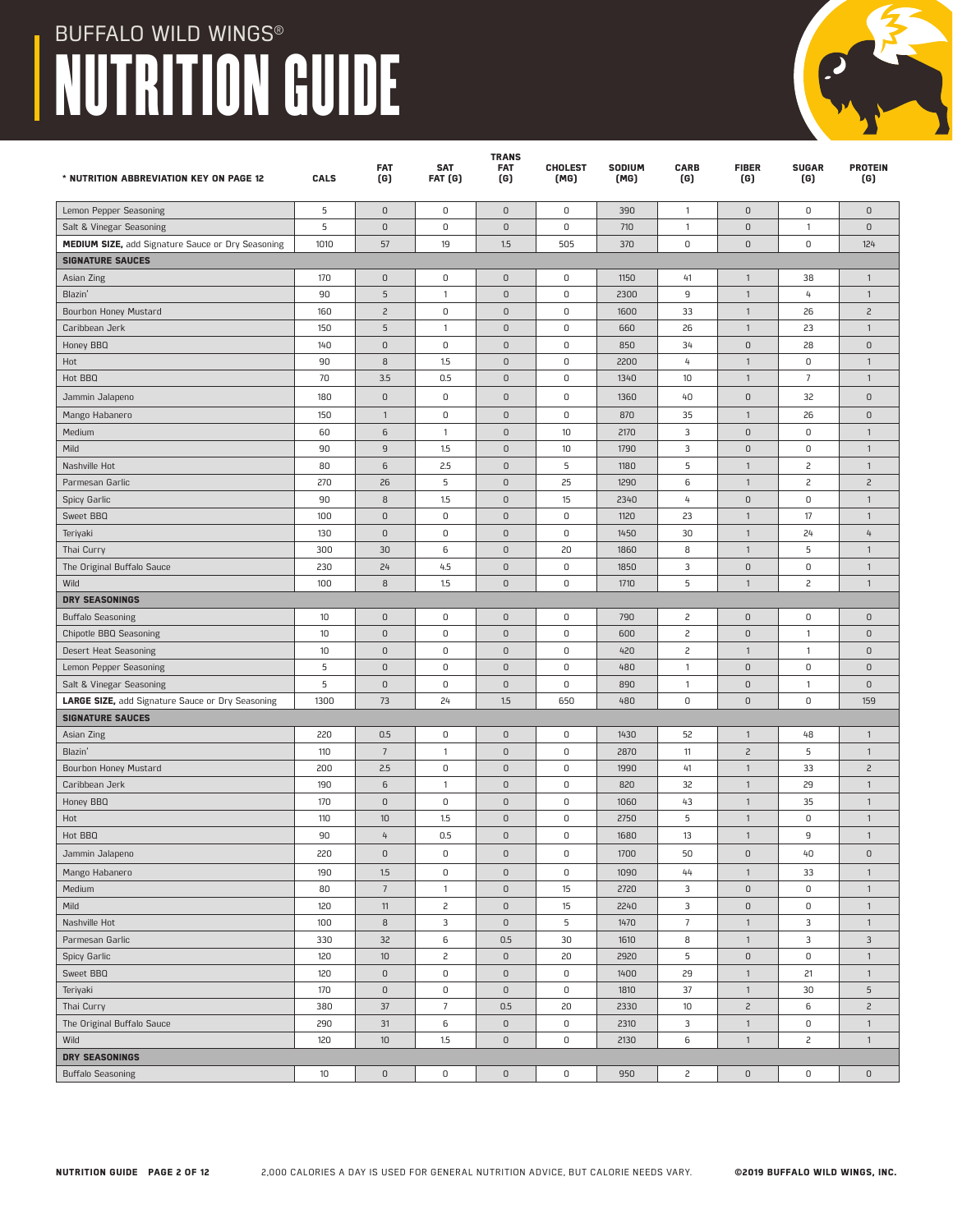# BUFFALO WILD WINGS®
# NUTRITION GUIDE

| * NUTRITION ABBREVIATION KEY ON PAGE 12 | CALS | FAT (G) | SAT FAT (G) | TRANS FAT (G) | CHOLEST (MG) | SODIUM (MG) | CARB (G) | FIBER (G) | SUGAR (G) | PROTEIN (G) |
|---|---|---|---|---|---|---|---|---|---|---|
| Lemon Pepper Seasoning | 5 | 0 | 0 | 0 | 0 | 390 | 1 | 0 | 0 | 0 |
| Salt & Vinegar Seasoning | 5 | 0 | 0 | 0 | 0 | 710 | 1 | 0 | 1 | 0 |
| **MEDIUM SIZE,** add Signature Sauce or Dry Seasoning | 1010 | 57 | 19 | 1.5 | 505 | 370 | 0 | 0 | 0 | 124 |
| **SIGNATURE SAUCES** | | | | | | | | | | |
| Asian Zing | 170 | 0 | 0 | 0 | 0 | 1150 | 41 | 1 | 38 | 1 |
| Blazin' | 90 | 5 | 1 | 0 | 0 | 2300 | 9 | 1 | 4 | 1 |
| Bourbon Honey Mustard | 160 | 2 | 0 | 0 | 0 | 1600 | 33 | 1 | 26 | 2 |
| Caribbean Jerk | 150 | 5 | 1 | 0 | 0 | 660 | 26 | 1 | 23 | 1 |
| Honey BBQ | 140 | 0 | 0 | 0 | 0 | 850 | 34 | 0 | 28 | 0 |
| Hot | 90 | 8 | 1.5 | 0 | 0 | 2200 | 4 | 1 | 0 | 1 |
| Hot BBQ | 70 | 3.5 | 0.5 | 0 | 0 | 1340 | 10 | 1 | 7 | 1 |
| Jammin Jalapeno | 180 | 0 | 0 | 0 | 0 | 1360 | 40 | 0 | 32 | 0 |
| Mango Habanero | 150 | 1 | 0 | 0 | 0 | 870 | 35 | 1 | 26 | 0 |
| Medium | 60 | 6 | 1 | 0 | 10 | 2170 | 3 | 0 | 0 | 1 |
| Mild | 90 | 9 | 1.5 | 0 | 10 | 1790 | 3 | 0 | 0 | 1 |
| Nashville Hot | 80 | 6 | 2.5 | 0 | 5 | 1180 | 5 | 1 | 2 | 1 |
| Parmesan Garlic | 270 | 26 | 5 | 0 | 25 | 1290 | 6 | 1 | 2 | 2 |
| Spicy Garlic | 90 | 8 | 1.5 | 0 | 15 | 2340 | 4 | 0 | 0 | 1 |
| Sweet BBQ | 100 | 0 | 0 | 0 | 0 | 1120 | 23 | 1 | 17 | 1 |
| Teriyaki | 130 | 0 | 0 | 0 | 0 | 1450 | 30 | 1 | 24 | 4 |
| Thai Curry | 300 | 30 | 6 | 0 | 20 | 1860 | 8 | 1 | 5 | 1 |
| The Original Buffalo Sauce | 230 | 24 | 4.5 | 0 | 0 | 1850 | 3 | 0 | 0 | 1 |
| Wild | 100 | 8 | 1.5 | 0 | 0 | 1710 | 5 | 1 | 2 | 1 |
| **DRY SEASONINGS** | | | | | | | | | | |
| Buffalo Seasoning | 10 | 0 | 0 | 0 | 0 | 790 | 2 | 0 | 0 | 0 |
| Chipotle BBQ Seasoning | 10 | 0 | 0 | 0 | 0 | 600 | 2 | 0 | 1 | 0 |
| Desert Heat Seasoning | 10 | 0 | 0 | 0 | 0 | 420 | 2 | 1 | 1 | 0 |
| Lemon Pepper Seasoning | 5 | 0 | 0 | 0 | 0 | 480 | 1 | 0 | 0 | 0 |
| Salt & Vinegar Seasoning | 5 | 0 | 0 | 0 | 0 | 890 | 1 | 0 | 1 | 0 |
| **LARGE SIZE,** add Signature Sauce or Dry Seasoning | 1300 | 73 | 24 | 1.5 | 650 | 480 | 0 | 0 | 0 | 159 |
| **SIGNATURE SAUCES** | | | | | | | | | | |
| Asian Zing | 220 | 0.5 | 0 | 0 | 0 | 1430 | 52 | 1 | 48 | 1 |
| Blazin' | 110 | 7 | 1 | 0 | 0 | 2870 | 11 | 2 | 5 | 1 |
| Bourbon Honey Mustard | 200 | 2.5 | 0 | 0 | 0 | 1990 | 41 | 1 | 33 | 2 |
| Caribbean Jerk | 190 | 6 | 1 | 0 | 0 | 820 | 32 | 1 | 29 | 1 |
| Honey BBQ | 170 | 0 | 0 | 0 | 0 | 1060 | 43 | 1 | 35 | 1 |
| Hot | 110 | 10 | 1.5 | 0 | 0 | 2750 | 5 | 1 | 0 | 1 |
| Hot BBQ | 90 | 4 | 0.5 | 0 | 0 | 1680 | 13 | 1 | 9 | 1 |
| Jammin Jalapeno | 220 | 0 | 0 | 0 | 0 | 1700 | 50 | 0 | 40 | 0 |
| Mango Habanero | 190 | 1.5 | 0 | 0 | 0 | 1090 | 44 | 1 | 33 | 1 |
| Medium | 80 | 7 | 1 | 0 | 15 | 2720 | 3 | 0 | 0 | 1 |
| Mild | 120 | 11 | 2 | 0 | 15 | 2240 | 3 | 0 | 0 | 1 |
| Nashville Hot | 100 | 8 | 3 | 0 | 5 | 1470 | 7 | 1 | 3 | 1 |
| Parmesan Garlic | 330 | 32 | 6 | 0.5 | 30 | 1610 | 8 | 1 | 3 | 3 |
| Spicy Garlic | 120 | 10 | 2 | 0 | 20 | 2920 | 5 | 0 | 0 | 1 |
| Sweet BBQ | 120 | 0 | 0 | 0 | 0 | 1400 | 29 | 1 | 21 | 1 |
| Teriyaki | 170 | 0 | 0 | 0 | 0 | 1810 | 37 | 1 | 30 | 5 |
| Thai Curry | 380 | 37 | 7 | 0.5 | 20 | 2330 | 10 | 2 | 6 | 2 |
| The Original Buffalo Sauce | 290 | 31 | 6 | 0 | 0 | 2310 | 3 | 1 | 0 | 1 |
| Wild | 120 | 10 | 1.5 | 0 | 0 | 2130 | 6 | 1 | 2 | 1 |
| **DRY SEASONINGS** | | | | | | | | | | |
| Buffalo Seasoning | 10 | 0 | 0 | 0 | 0 | 950 | 2 | 0 | 0 | 0 |

2,000 CALORIES A DAY IS USED FOR GENERAL NUTRITION ADVICE, BUT CALORIE NEEDS VARY.

©2019 BUFFALO WILD WINGS, INC.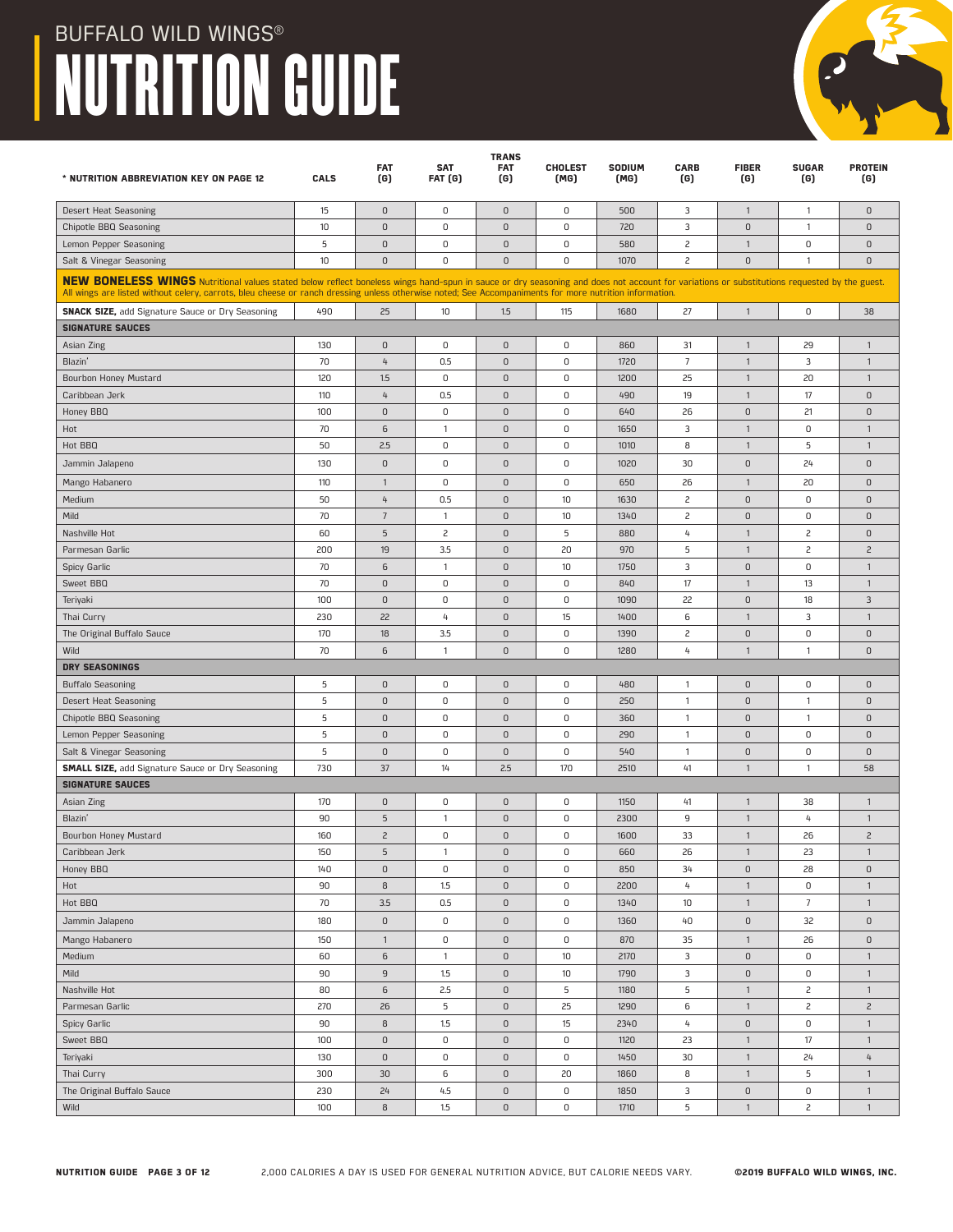# BUFFALO WILD WINGS®

# NUTRITION GUIDE

| * NUTRITION ABBREVIATION KEY ON PAGE 12 | CALS | FAT (G) | SAT FAT (G) | TRANS FAT (G) | CHOLEST (MG) | SODIUM (MG) | CARB (G) | FIBER (G) | SUGAR (G) | PROTEIN (G) |
|---|---|---|---|---|---|---|---|---|---|---|
| Desert Heat Seasoning | 15 | 0 | 0 | 0 | 0 | 500 | 3 | 1 | 1 | 0 |
| Chipotle BBQ Seasoning | 10 | 0 | 0 | 0 | 0 | 720 | 3 | 0 | 1 | 0 |
| Lemon Pepper Seasoning | 5 | 0 | 0 | 0 | 0 | 580 | 2 | 1 | 0 | 0 |
| Salt & Vinegar Seasoning | 10 | 0 | 0 | 0 | 0 | 1070 | 2 | 0 | 1 | 0 |
| **NEW BONELESS WINGS** Nutritional values stated below reflect boneless wings hand-spun in sauce or dry seasoning and does not account for variations or substitutions requested by the guest. All wings are listed without celery, carrots, bleu cheese or ranch dressing unless otherwise noted; See Accompaniments for more nutrition information. | | | | | | | | | | |
| **SNACK SIZE,** add Signature Sauce or Dry Seasoning | 490 | 25 | 10 | 1.5 | 115 | 1680 | 27 | 1 | 0 | 38 |
| **SIGNATURE SAUCES** | | | | | | | | | | |
| Asian Zing | 130 | 0 | 0 | 0 | 0 | 860 | 31 | 1 | 29 | 1 |
| Blazin' | 70 | 4 | 0.5 | 0 | 0 | 1720 | 7 | 1 | 3 | 1 |
| Bourbon Honey Mustard | 120 | 1.5 | 0 | 0 | 0 | 1200 | 25 | 1 | 20 | 1 |
| Caribbean Jerk | 110 | 4 | 0.5 | 0 | 0 | 490 | 19 | 1 | 17 | 0 |
| Honey BBQ | 100 | 0 | 0 | 0 | 0 | 640 | 26 | 0 | 21 | 0 |
| Hot | 70 | 6 | 1 | 0 | 0 | 1650 | 3 | 1 | 0 | 1 |
| Hot BBQ | 50 | 2.5 | 0 | 0 | 0 | 1010 | 8 | 1 | 5 | 1 |
| Jammin Jalapeno | 130 | 0 | 0 | 0 | 0 | 1020 | 30 | 0 | 24 | 0 |
| Mango Habanero | 110 | 1 | 0 | 0 | 0 | 650 | 26 | 1 | 20 | 0 |
| Medium | 50 | 4 | 0.5 | 0 | 10 | 1630 | 2 | 0 | 0 | 0 |
| Mild | 70 | 7 | 1 | 0 | 10 | 1340 | 2 | 0 | 0 | 0 |
| Nashville Hot | 60 | 5 | 2 | 0 | 5 | 880 | 4 | 1 | 2 | 0 |
| Parmesan Garlic | 200 | 19 | 3.5 | 0 | 20 | 970 | 5 | 1 | 2 | 2 |
| Spicy Garlic | 70 | 6 | 1 | 0 | 10 | 1750 | 3 | 0 | 0 | 1 |
| Sweet BBQ | 70 | 0 | 0 | 0 | 0 | 840 | 17 | 1 | 13 | 1 |
| Teriyaki | 100 | 0 | 0 | 0 | 0 | 1090 | 22 | 0 | 18 | 3 |
| Thai Curry | 230 | 22 | 4 | 0 | 15 | 1400 | 6 | 1 | 3 | 1 |
| The Original Buffalo Sauce | 170 | 18 | 3.5 | 0 | 0 | 1390 | 2 | 0 | 0 | 0 |
| Wild | 70 | 6 | 1 | 0 | 0 | 1280 | 4 | 1 | 1 | 0 |
| **DRY SEASONINGS** | | | | | | | | | | |
| Buffalo Seasoning | 5 | 0 | 0 | 0 | 0 | 480 | 1 | 0 | 0 | 0 |
| Desert Heat Seasoning | 5 | 0 | 0 | 0 | 0 | 250 | 1 | 0 | 1 | 0 |
| Chipotle BBQ Seasoning | 5 | 0 | 0 | 0 | 0 | 360 | 1 | 0 | 1 | 0 |
| Lemon Pepper Seasoning | 5 | 0 | 0 | 0 | 0 | 290 | 1 | 0 | 0 | 0 |
| Salt & Vinegar Seasoning | 5 | 0 | 0 | 0 | 0 | 540 | 1 | 0 | 0 | 0 |
| **SMALL SIZE,** add Signature Sauce or Dry Seasoning | 730 | 37 | 14 | 2.5 | 170 | 2510 | 41 | 1 | 1 | 58 |
| **SIGNATURE SAUCES** | | | | | | | | | | |
| Asian Zing | 170 | 0 | 0 | 0 | 0 | 1150 | 41 | 1 | 38 | 1 |
| Blazin' | 90 | 5 | 1 | 0 | 0 | 2300 | 9 | 1 | 4 | 1 |
| Bourbon Honey Mustard | 160 | 2 | 0 | 0 | 0 | 1600 | 33 | 1 | 26 | 2 |
| Caribbean Jerk | 150 | 5 | 1 | 0 | 0 | 660 | 26 | 1 | 23 | 1 |
| Honey BBQ | 140 | 0 | 0 | 0 | 0 | 850 | 34 | 0 | 28 | 0 |
| Hot | 90 | 8 | 1.5 | 0 | 0 | 2200 | 4 | 1 | 0 | 1 |
| Hot BBQ | 70 | 3.5 | 0.5 | 0 | 0 | 1340 | 10 | 1 | 7 | 1 |
| Jammin Jalapeno | 180 | 0 | 0 | 0 | 0 | 1360 | 40 | 0 | 32 | 0 |
| Mango Habanero | 150 | 1 | 0 | 0 | 0 | 870 | 35 | 1 | 26 | 0 |
| Medium | 60 | 6 | 1 | 0 | 10 | 2170 | 3 | 0 | 0 | 1 |
| Mild | 90 | 9 | 1.5 | 0 | 10 | 1790 | 3 | 0 | 0 | 1 |
| Nashville Hot | 80 | 6 | 2.5 | 0 | 5 | 1180 | 5 | 1 | 2 | 1 |
| Parmesan Garlic | 270 | 26 | 5 | 0 | 25 | 1290 | 6 | 1 | 2 | 2 |
| Spicy Garlic | 90 | 8 | 1.5 | 0 | 15 | 2340 | 4 | 0 | 0 | 1 |
| Sweet BBQ | 100 | 0 | 0 | 0 | 0 | 1120 | 23 | 1 | 17 | 1 |
| Teriyaki | 130 | 0 | 0 | 0 | 0 | 1450 | 30 | 1 | 24 | 4 |
| Thai Curry | 300 | 30 | 6 | 0 | 20 | 1860 | 8 | 1 | 5 | 1 |
| The Original Buffalo Sauce | 230 | 24 | 4.5 | 0 | 0 | 1850 | 3 | 0 | 0 | 1 |
| Wild | 100 | 8 | 1.5 | 0 | 0 | 1710 | 5 | 1 | 2 | 1 |

2,000 CALORIES A DAY IS USED FOR GENERAL NUTRITION ADVICE, BUT CALORIE NEEDS VARY.

©2019 BUFFALO WILD WINGS, INC.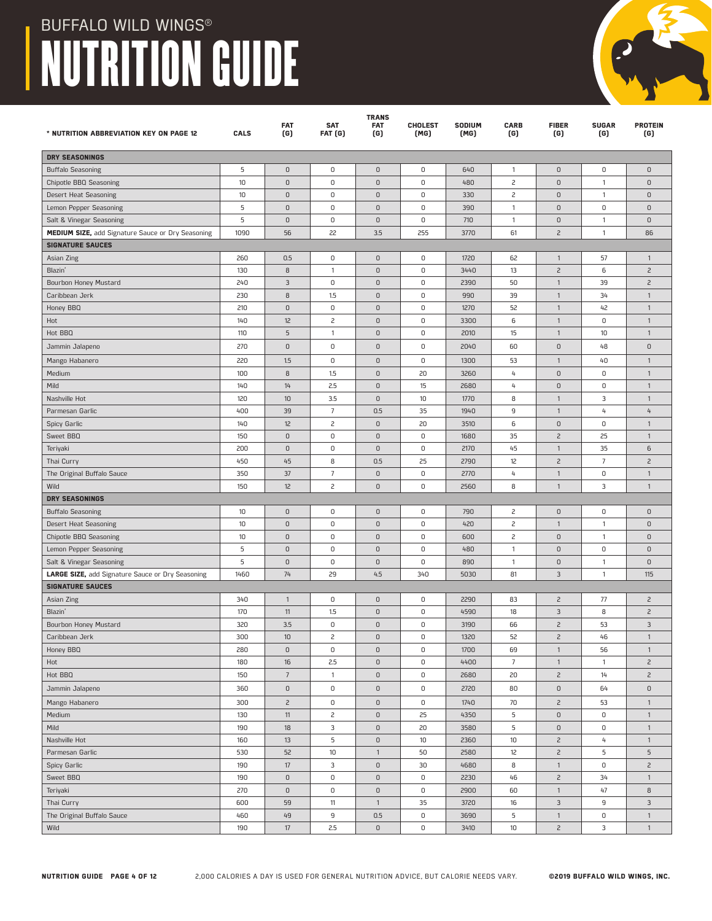# BUFFALO WILD WINGS®

# NUTRITION GUIDE

| * NUTRITION ABBREVIATION KEY ON PAGE 12 | CALS | FAT (G) | SAT FAT (G) | TRANS FAT (G) | CHOLEST (MG) | SODIUM (MG) | CARB (G) | FIBER (G) | SUGAR (G) | PROTEIN (G) |
|---|---|---|---|---|---|---|---|---|---|---|
| **DRY SEASONINGS** | | | | | | | | | | |
| Buffalo Seasoning | 5 | 0 | 0 | 0 | 0 | 640 | 1 | 0 | 0 | 0 |
| Chipotle BBQ Seasoning | 10 | 0 | 0 | 0 | 0 | 480 | 2 | 0 | 1 | 0 |
| Desert Heat Seasoning | 10 | 0 | 0 | 0 | 0 | 330 | 2 | 0 | 1 | 0 |
| Lemon Pepper Seasoning | 5 | 0 | 0 | 0 | 0 | 390 | 1 | 0 | 0 | 0 |
| Salt & Vinegar Seasoning | 5 | 0 | 0 | 0 | 0 | 710 | 1 | 0 | 1 | 0 |
| **MEDIUM SIZE,** add Signature Sauce or Dry Seasoning | 1090 | 56 | 22 | 3.5 | 255 | 3770 | 61 | 2 | 1 | 86 |
| **SIGNATURE SAUCES** | | | | | | | | | | |
| Asian Zing | 260 | 0.5 | 0 | 0 | 0 | 1720 | 62 | 1 | 57 | 1 |
| Blazin' | 130 | 8 | 1 | 0 | 0 | 3440 | 13 | 2 | 6 | 2 |
| Bourbon Honey Mustard | 240 | 3 | 0 | 0 | 0 | 2390 | 50 | 1 | 39 | 2 |
| Caribbean Jerk | 230 | 8 | 1.5 | 0 | 0 | 990 | 39 | 1 | 34 | 1 |
| Honey BBQ | 210 | 0 | 0 | 0 | 0 | 1270 | 52 | 1 | 42 | 1 |
| Hot | 140 | 12 | 2 | 0 | 0 | 3300 | 6 | 1 | 0 | 1 |
| Hot BBQ | 110 | 5 | 1 | 0 | 0 | 2010 | 15 | 1 | 10 | 1 |
| Jammin Jalapeno | 270 | 0 | 0 | 0 | 0 | 2040 | 60 | 0 | 48 | 0 |
| Mango Habanero | 220 | 1.5 | 0 | 0 | 0 | 1300 | 53 | 1 | 40 | 1 |
| Medium | 100 | 8 | 1.5 | 0 | 20 | 3260 | 4 | 0 | 0 | 1 |
| Mild | 140 | 14 | 2.5 | 0 | 15 | 2680 | 4 | 0 | 0 | 1 |
| Nashville Hot | 120 | 10 | 3.5 | 0 | 10 | 1770 | 8 | 1 | 3 | 1 |
| Parmesan Garlic | 400 | 39 | 7 | 0.5 | 35 | 1940 | 9 | 1 | 4 | 4 |
| Spicy Garlic | 140 | 12 | 2 | 0 | 20 | 3510 | 6 | 0 | 0 | 1 |
| Sweet BBQ | 150 | 0 | 0 | 0 | 0 | 1680 | 35 | 2 | 25 | 1 |
| Teriyaki | 200 | 0 | 0 | 0 | 0 | 2170 | 45 | 1 | 35 | 6 |
| Thai Curry | 450 | 45 | 8 | 0.5 | 25 | 2790 | 12 | 2 | 7 | 2 |
| The Original Buffalo Sauce | 350 | 37 | 7 | 0 | 0 | 2770 | 4 | 1 | 0 | 1 |
| Wild | 150 | 12 | 2 | 0 | 0 | 2560 | 8 | 1 | 3 | 1 |
| **DRY SEASONINGS** | | | | | | | | | | |
| Buffalo Seasoning | 10 | 0 | 0 | 0 | 0 | 790 | 2 | 0 | 0 | 0 |
| Desert Heat Seasoning | 10 | 0 | 0 | 0 | 0 | 420 | 2 | 1 | 1 | 0 |
| Chipotle BBQ Seasoning | 10 | 0 | 0 | 0 | 0 | 600 | 2 | 0 | 1 | 0 |
| Lemon Pepper Seasoning | 5 | 0 | 0 | 0 | 0 | 480 | 1 | 0 | 0 | 0 |
| Salt & Vinegar Seasoning | 5 | 0 | 0 | 0 | 0 | 890 | 1 | 0 | 1 | 0 |
| **LARGE SIZE,** add Signature Sauce or Dry Seasoning | 1460 | 74 | 29 | 4.5 | 340 | 5030 | 81 | 3 | 1 | 115 |
| **SIGNATURE SAUCES** | | | | | | | | | | |
| Asian Zing | 340 | 1 | 0 | 0 | 0 | 2290 | 83 | 2 | 77 | 2 |
| Blazin' | 170 | 11 | 1.5 | 0 | 0 | 4590 | 18 | 3 | 8 | 2 |
| Bourbon Honey Mustard | 320 | 3.5 | 0 | 0 | 0 | 3190 | 66 | 2 | 53 | 3 |
| Caribbean Jerk | 300 | 10 | 2 | 0 | 0 | 1320 | 52 | 2 | 46 | 1 |
| Honey BBQ | 280 | 0 | 0 | 0 | 0 | 1700 | 69 | 1 | 56 | 1 |
| Hot | 180 | 16 | 2.5 | 0 | 0 | 4400 | 7 | 1 | 1 | 2 |
| Hot BBQ | 150 | 7 | 1 | 0 | 0 | 2680 | 20 | 2 | 14 | 2 |
| Jammin Jalapeno | 360 | 0 | 0 | 0 | 0 | 2720 | 80 | 0 | 64 | 0 |
| Mango Habanero | 300 | 2 | 0 | 0 | 0 | 1740 | 70 | 2 | 53 | 1 |
| Medium | 130 | 11 | 2 | 0 | 25 | 4350 | 5 | 0 | 0 | 1 |
| Mild | 190 | 18 | 3 | 0 | 20 | 3580 | 5 | 0 | 0 | 1 |
| Nashville Hot | 160 | 13 | 5 | 0 | 10 | 2360 | 10 | 2 | 4 | 1 |
| Parmesan Garlic | 530 | 52 | 10 | 1 | 50 | 2580 | 12 | 2 | 5 | 5 |
| Spicy Garlic | 190 | 17 | 3 | 0 | 30 | 4680 | 8 | 1 | 0 | 2 |
| Sweet BBQ | 190 | 0 | 0 | 0 | 0 | 2230 | 46 | 2 | 34 | 1 |
| Teriyaki | 270 | 0 | 0 | 0 | 0 | 2900 | 60 | 1 | 47 | 8 |
| Thai Curry | 600 | 59 | 11 | 1 | 35 | 3720 | 16 | 3 | 9 | 3 |
| The Original Buffalo Sauce | 460 | 49 | 9 | 0.5 | 0 | 3690 | 5 | 1 | 0 | 1 |
| Wild | 190 | 17 | 2.5 | 0 | 0 | 3410 | 10 | 2 | 3 | 1 |

2,000 CALORIES A DAY IS USED FOR GENERAL NUTRITION ADVICE, BUT CALORIE NEEDS VARY.

©2019 BUFFALO WILD WINGS, INC.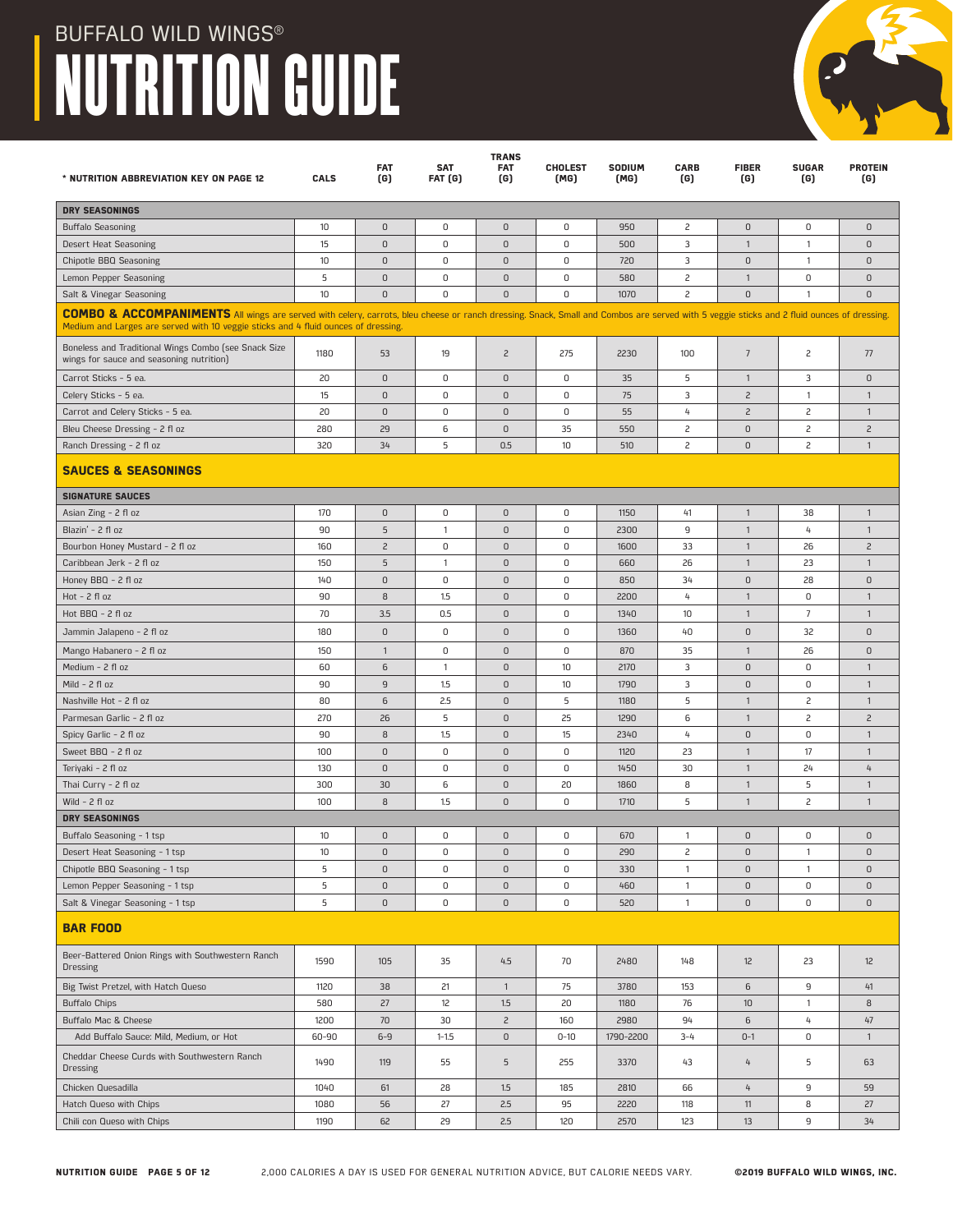# BUFFALO WILD WINGS®

# NUTRITION GUIDE

| * NUTRITION ABBREVIATION KEY ON PAGE 12 | CALS | FAT (G) | SAT FAT (G) | TRANS FAT (G) | CHOLEST (MG) | SODIUM (MG) | CARB (G) | FIBER (G) | SUGAR (G) | PROTEIN (G) |
|---|---|---|---|---|---|---|---|---|---|---|
| **DRY SEASONINGS** | | | | | | | | | | |
| Buffalo Seasoning | 10 | 0 | 0 | 0 | 0 | 950 | 2 | 0 | 0 | 0 |
| Desert Heat Seasoning | 15 | 0 | 0 | 0 | 0 | 500 | 3 | 1 | 1 | 0 |
| Chipotle BBQ Seasoning | 10 | 0 | 0 | 0 | 0 | 720 | 3 | 0 | 1 | 0 |
| Lemon Pepper Seasoning | 5 | 0 | 0 | 0 | 0 | 580 | 2 | 1 | 0 | 0 |
| Salt & Vinegar Seasoning | 10 | 0 | 0 | 0 | 0 | 1070 | 2 | 0 | 1 | 0 |
| **COMBO & ACCOMPANIMENTS** All wings are served with celery, carrots, bleu cheese or ranch dressing. Snack, Small and Combos are served with 5 veggie sticks and 2 fluid ounces of dressing. Medium and Larges are served with 10 veggie sticks and 4 fluid ounces of dressing. | | | | | | | | | | |
| Boneless and Traditional Wings Combo (see Snack Size wings for sauce and seasoning nutrition) | 1180 | 53 | 19 | 2 | 275 | 2230 | 100 | 7 | 2 | 77 |
| Carrot Sticks - 5 ea. | 20 | 0 | 0 | 0 | 0 | 35 | 5 | 1 | 3 | 0 |
| Celery Sticks - 5 ea. | 15 | 0 | 0 | 0 | 0 | 75 | 3 | 2 | 1 | 1 |
| Carrot and Celery Sticks - 5 ea. | 20 | 0 | 0 | 0 | 0 | 55 | 4 | 2 | 2 | 1 |
| Bleu Cheese Dressing - 2 fl oz | 280 | 29 | 6 | 0 | 35 | 550 | 2 | 0 | 2 | 2 |
| Ranch Dressing - 2 fl oz | 320 | 34 | 5 | 0.5 | 10 | 510 | 2 | 0 | 2 | 1 |
| **SAUCES & SEASONINGS** | | | | | | | | | | |
| **SIGNATURE SAUCES** | | | | | | | | | | |
| Asian Zing - 2 fl oz | 170 | 0 | 0 | 0 | 0 | 1150 | 41 | 1 | 38 | 1 |
| Blazin' - 2 fl oz | 90 | 5 | 1 | 0 | 0 | 2300 | 9 | 1 | 4 | 1 |
| Bourbon Honey Mustard - 2 fl oz | 160 | 2 | 0 | 0 | 0 | 1600 | 33 | 1 | 26 | 2 |
| Caribbean Jerk - 2 fl oz | 150 | 5 | 1 | 0 | 0 | 660 | 26 | 1 | 23 | 1 |
| Honey BBQ - 2 fl oz | 140 | 0 | 0 | 0 | 0 | 850 | 34 | 0 | 28 | 0 |
| Hot - 2 fl oz | 90 | 8 | 1.5 | 0 | 0 | 2200 | 4 | 1 | 0 | 1 |
| Hot BBQ - 2 fl oz | 70 | 3.5 | 0.5 | 0 | 0 | 1340 | 10 | 1 | 7 | 1 |
| Jammin Jalapeno - 2 fl oz | 180 | 0 | 0 | 0 | 0 | 1360 | 40 | 0 | 32 | 0 |
| Mango Habanero - 2 fl oz | 150 | 1 | 0 | 0 | 0 | 870 | 35 | 1 | 26 | 0 |
| Medium - 2 fl oz | 60 | 6 | 1 | 0 | 10 | 2170 | 3 | 0 | 0 | 1 |
| Mild - 2 fl oz | 90 | 9 | 1.5 | 0 | 10 | 1790 | 3 | 0 | 0 | 1 |
| Nashville Hot - 2 fl oz | 80 | 6 | 2.5 | 0 | 5 | 1180 | 5 | 1 | 2 | 1 |
| Parmesan Garlic - 2 fl oz | 270 | 26 | 5 | 0 | 25 | 1290 | 6 | 1 | 2 | 2 |
| Spicy Garlic - 2 fl oz | 90 | 8 | 1.5 | 0 | 15 | 2340 | 4 | 0 | 0 | 1 |
| Sweet BBQ - 2 fl oz | 100 | 0 | 0 | 0 | 0 | 1120 | 23 | 1 | 17 | 1 |
| Teriyaki - 2 fl oz | 130 | 0 | 0 | 0 | 0 | 1450 | 30 | 1 | 24 | 4 |
| Thai Curry - 2 fl oz | 300 | 30 | 6 | 0 | 20 | 1860 | 8 | 1 | 5 | 1 |
| Wild - 2 fl oz | 100 | 8 | 1.5 | 0 | 0 | 1710 | 5 | 1 | 2 | 1 |
| **DRY SEASONINGS** | | | | | | | | | | |
| Buffalo Seasoning - 1 tsp | 10 | 0 | 0 | 0 | 0 | 670 | 1 | 0 | 0 | 0 |
| Desert Heat Seasoning - 1 tsp | 10 | 0 | 0 | 0 | 0 | 290 | 2 | 0 | 1 | 0 |
| Chipotle BBQ Seasoning - 1 tsp | 5 | 0 | 0 | 0 | 0 | 330 | 1 | 0 | 1 | 0 |
| Lemon Pepper Seasoning - 1 tsp | 5 | 0 | 0 | 0 | 0 | 460 | 1 | 0 | 0 | 0 |
| Salt & Vinegar Seasoning - 1 tsp | 5 | 0 | 0 | 0 | 0 | 520 | 1 | 0 | 0 | 0 |
| **BAR FOOD** | | | | | | | | | | |
| Beer-Battered Onion Rings with Southwestern Ranch Dressing | 1590 | 105 | 35 | 4.5 | 70 | 2480 | 148 | 12 | 23 | 12 |
| Big Twist Pretzel, with Hatch Queso | 1120 | 38 | 21 | 1 | 75 | 3780 | 153 | 6 | 9 | 41 |
| Buffalo Chips | 580 | 27 | 12 | 1.5 | 20 | 1180 | 76 | 10 | 1 | 8 |
| Buffalo Mac & Cheese | 1200 | 70 | 30 | 2 | 160 | 2980 | 94 | 6 | 4 | 47 |
| Add Buffalo Sauce: Mild, Medium, or Hot | 60-90 | 6-9 | 1-1.5 | 0 | 0-10 | 1790-2200 | 3-4 | 0-1 | 0 | 1 |
| Cheddar Cheese Curds with Southwestern Ranch Dressing | 1490 | 119 | 55 | 5 | 255 | 3370 | 43 | 4 | 5 | 63 |
| Chicken Quesadilla | 1040 | 61 | 28 | 1.5 | 185 | 2810 | 66 | 4 | 9 | 59 |
| Hatch Queso with Chips | 1080 | 56 | 27 | 2.5 | 95 | 2220 | 118 | 11 | 8 | 27 |
| Chili con Queso with Chips | 1190 | 62 | 29 | 2.5 | 120 | 2570 | 123 | 13 | 9 | 34 |

2,000 CALORIES A DAY IS USED FOR GENERAL NUTRITION ADVICE, BUT CALORIE NEEDS VARY.

©2019 BUFFALO WILD WINGS, INC.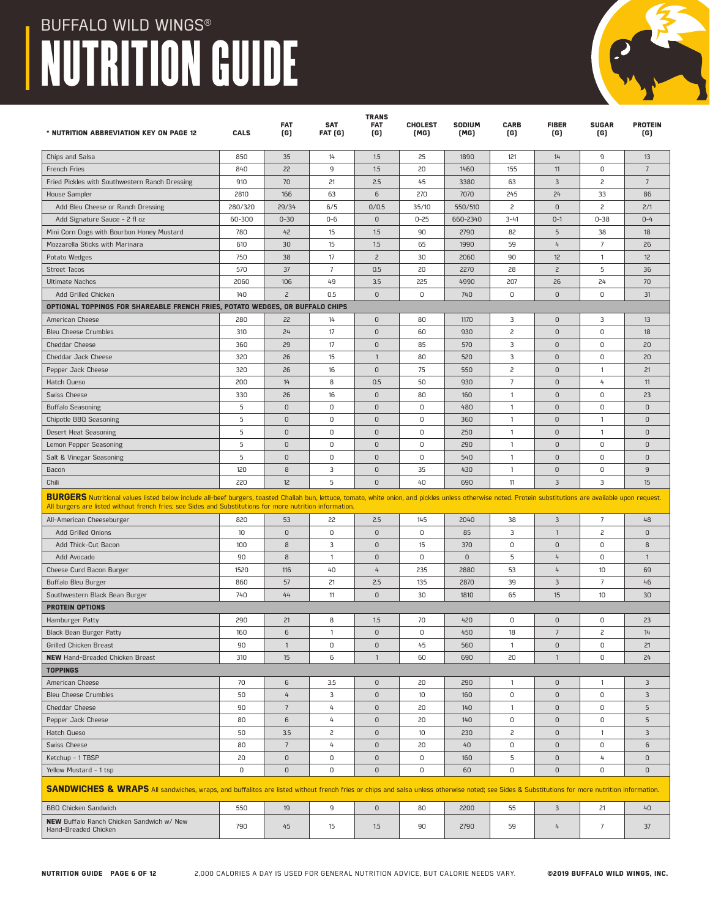BUFFALO WILD WINGS®

# NUTRITION GUIDE

| * NUTRITION ABBREVIATION KEY ON PAGE 12 | CALS | FAT (G) | SAT FAT (G) | TRANS FAT (G) | CHOLEST (MG) | SODIUM (MG) | CARB (G) | FIBER (G) | SUGAR (G) | PROTEIN (G) |
|---|---|---|---|---|---|---|---|---|---|---|
| Chips and Salsa | 850 | 35 | 14 | 1.5 | 25 | 1890 | 121 | 14 | 9 | 13 |
| French Fries | 840 | 22 | 9 | 1.5 | 20 | 1460 | 155 | 11 | 0 | 7 |
| Fried Pickles with Southwestern Ranch Dressing | 910 | 70 | 21 | 2.5 | 45 | 3380 | 63 | 3 | 2 | 7 |
| House Sampler | 2810 | 166 | 63 | 6 | 270 | 7070 | 245 | 24 | 33 | 86 |
| Add Bleu Cheese or Ranch Dressing | 280/320 | 29/34 | 6/5 | 0/0.5 | 35/10 | 550/510 | 2 | 0 | 2 | 2/1 |
| Add Signature Sauce - 2 fl oz | 60-300 | 0-30 | 0-6 | 0 | 0-25 | 660-2340 | 3-41 | 0-1 | 0-38 | 0-4 |
| Mini Corn Dogs with Bourbon Honey Mustard | 780 | 42 | 15 | 1.5 | 90 | 2790 | 82 | 5 | 38 | 18 |
| Mozzarella Sticks with Marinara | 610 | 30 | 15 | 1.5 | 65 | 1990 | 59 | 4 | 7 | 26 |
| Potato Wedges | 750 | 38 | 17 | 2 | 30 | 2060 | 90 | 12 | 1 | 12 |
| Street Tacos | 570 | 37 | 7 | 0.5 | 20 | 2270 | 28 | 2 | 5 | 36 |
| Ultimate Nachos | 2060 | 106 | 49 | 3.5 | 225 | 4990 | 207 | 26 | 24 | 70 |
| Add Grilled Chicken | 140 | 2 | 0.5 | 0 | 0 | 740 | 0 | 0 | 0 | 31 |
| **OPTIONAL TOPPINGS FOR SHAREABLE FRENCH FRIES, POTATO WEDGES, OR BUFFALO CHIPS** | | | | | | | | | | |
| American Cheese | 280 | 22 | 14 | 0 | 80 | 1170 | 3 | 0 | 3 | 13 |
| Bleu Cheese Crumbles | 310 | 24 | 17 | 0 | 60 | 930 | 2 | 0 | 0 | 18 |
| Cheddar Cheese | 360 | 29 | 17 | 0 | 85 | 570 | 3 | 0 | 0 | 20 |
| Cheddar Jack Cheese | 320 | 26 | 15 | 1 | 80 | 520 | 3 | 0 | 0 | 20 |
| Pepper Jack Cheese | 320 | 26 | 16 | 0 | 75 | 550 | 2 | 0 | 1 | 21 |
| Hatch Queso | 200 | 14 | 8 | 0.5 | 50 | 930 | 7 | 0 | 4 | 11 |
| Swiss Cheese | 330 | 26 | 16 | 0 | 80 | 160 | 1 | 0 | 0 | 23 |
| Buffalo Seasoning | 5 | 0 | 0 | 0 | 0 | 480 | 1 | 0 | 0 | 0 |
| Chipotle BBQ Seasoning | 5 | 0 | 0 | 0 | 0 | 360 | 1 | 0 | 1 | 0 |
| Desert Heat Seasoning | 5 | 0 | 0 | 0 | 0 | 250 | 1 | 0 | 1 | 0 |
| Lemon Pepper Seasoning | 5 | 0 | 0 | 0 | 0 | 290 | 1 | 0 | 0 | 0 |
| Salt & Vinegar Seasoning | 5 | 0 | 0 | 0 | 0 | 540 | 1 | 0 | 0 | 0 |
| Bacon | 120 | 8 | 3 | 0 | 35 | 430 | 1 | 0 | 0 | 9 |
| Chili | 220 | 12 | 5 | 0 | 40 | 690 | 11 | 3 | 3 | 15 |

**BURGERS** Nutritional values listed below include all-beef burgers, toasted Challah bun, lettuce, tomato, white onion, and pickles unless otherwise noted. Protein substitutions are available upon request. All burgers are listed without french fries; see Sides and Substitutions for more nutrition information.

| Item | CALS | FAT (G) | SAT FAT (G) | TRANS FAT (G) | CHOLEST (MG) | SODIUM (MG) | CARB (G) | FIBER (G) | SUGAR (G) | PROTEIN (G) |
|---|---|---|---|---|---|---|---|---|---|---|
| All-American Cheeseburger | 820 | 53 | 22 | 2.5 | 145 | 2040 | 38 | 3 | 7 | 48 |
| Add Grilled Onions | 10 | 0 | 0 | 0 | 0 | 85 | 3 | 1 | 2 | 0 |
| Add Thick-Cut Bacon | 100 | 8 | 3 | 0 | 15 | 370 | 0 | 0 | 0 | 8 |
| Add Avocado | 90 | 8 | 1 | 0 | 0 | 0 | 5 | 4 | 0 | 1 |
| Cheese Curd Bacon Burger | 1520 | 116 | 40 | 4 | 235 | 2880 | 53 | 4 | 10 | 69 |
| Buffalo Bleu Burger | 860 | 57 | 21 | 2.5 | 135 | 2870 | 39 | 3 | 7 | 46 |
| Southwestern Black Bean Burger | 740 | 44 | 11 | 0 | 30 | 1810 | 65 | 15 | 10 | 30 |
| **PROTEIN OPTIONS** | | | | | | | | | | |
| Hamburger Patty | 290 | 21 | 8 | 1.5 | 70 | 420 | 0 | 0 | 0 | 23 |
| Black Bean Burger Patty | 160 | 6 | 1 | 0 | 0 | 450 | 18 | 7 | 2 | 14 |
| Grilled Chicken Breast | 90 | 1 | 0 | 0 | 45 | 560 | 1 | 0 | 0 | 21 |
| **NEW** Hand-Breaded Chicken Breast | 310 | 15 | 6 | 1 | 60 | 690 | 20 | 1 | 0 | 24 |
| **TOPPINGS** | | | | | | | | | | |
| American Cheese | 70 | 6 | 3.5 | 0 | 20 | 290 | 1 | 0 | 1 | 3 |
| Bleu Cheese Crumbles | 50 | 4 | 3 | 0 | 10 | 160 | 0 | 0 | 0 | 3 |
| Cheddar Cheese | 90 | 7 | 4 | 0 | 20 | 140 | 1 | 0 | 0 | 5 |
| Pepper Jack Cheese | 80 | 6 | 4 | 0 | 20 | 140 | 0 | 0 | 0 | 5 |
| Hatch Queso | 50 | 3.5 | 2 | 0 | 10 | 230 | 2 | 0 | 1 | 3 |
| Swiss Cheese | 80 | 7 | 4 | 0 | 20 | 40 | 0 | 0 | 0 | 6 |
| Ketchup - 1 TBSP | 20 | 0 | 0 | 0 | 0 | 160 | 5 | 0 | 4 | 0 |
| Yellow Mustard - 1 tsp | 0 | 0 | 0 | 0 | 0 | 60 | 0 | 0 | 0 | 0 |

**SANDWICHES & WRAPS** All sandwiches, wraps, and buffalitos are listed without french fries or chips and salsa unless otherwise noted; see Sides & Substitutions for more nutrition information.

| Item | CALS | FAT (G) | SAT FAT (G) | TRANS FAT (G) | CHOLEST (MG) | SODIUM (MG) | CARB (G) | FIBER (G) | SUGAR (G) | PROTEIN (G) |
|---|---|---|---|---|---|---|---|---|---|---|
| BBQ Chicken Sandwich | 550 | 19 | 9 | 0 | 80 | 2200 | 55 | 3 | 21 | 40 |
| **NEW** Buffalo Ranch Chicken Sandwich w/ New Hand-Breaded Chicken | 790 | 45 | 15 | 1.5 | 90 | 2790 | 59 | 4 | 7 | 37 |

2,000 CALORIES A DAY IS USED FOR GENERAL NUTRITION ADVICE, BUT CALORIE NEEDS VARY.

©2019 BUFFALO WILD WINGS, INC.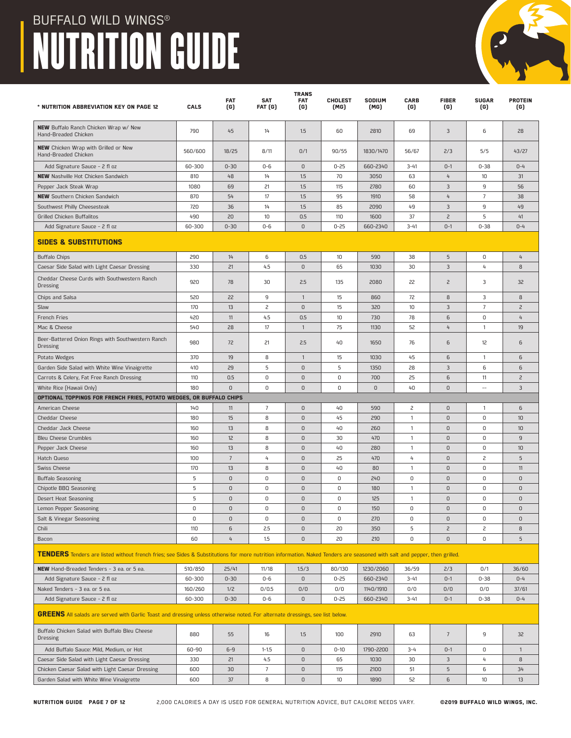# BUFFALO WILD WINGS®
# NUTRITION GUIDE

| * NUTRITION ABBREVIATION KEY ON PAGE 12 | CALS | FAT (G) | SAT FAT (G) | TRANS FAT (G) | CHOLEST (MG) | SODIUM (MG) | CARB (G) | FIBER (G) | SUGAR (G) | PROTEIN (G) |
|---|---|---|---|---|---|---|---|---|---|---|
| **NEW** Buffalo Ranch Chicken Wrap w/ New Hand-Breaded Chicken | 790 | 45 | 14 | 1.5 | 60 | 2810 | 69 | 3 | 6 | 28 |
| **NEW** Chicken Wrap with Grilled or New Hand-Breaded Chicken | 560/600 | 18/25 | 8/11 | 0/1 | 90/55 | 1830/1470 | 56/67 | 2/3 | 5/5 | 43/27 |
| Add Signature Sauce - 2 fl oz | 60-300 | 0-30 | 0-6 | 0 | 0-25 | 660-2340 | 3-41 | 0-1 | 0-38 | 0-4 |
| **NEW** Nashville Hot Chicken Sandwich | 810 | 48 | 14 | 1.5 | 70 | 3050 | 63 | 4 | 10 | 31 |
| Pepper Jack Steak Wrap | 1080 | 69 | 21 | 1.5 | 115 | 2780 | 60 | 3 | 9 | 56 |
| **NEW** Southern Chicken Sandwich | 870 | 54 | 17 | 1.5 | 95 | 1910 | 58 | 4 | 7 | 38 |
| Southwest Philly Cheesesteak | 720 | 36 | 14 | 1.5 | 85 | 2090 | 49 | 3 | 9 | 49 |
| Grilled Chicken Buffalitos | 490 | 20 | 10 | 0.5 | 110 | 1600 | 37 | 2 | 5 | 41 |
| Add Signature Sauce - 2 fl oz | 60-300 | 0-30 | 0-6 | 0 | 0-25 | 660-2340 | 3-41 | 0-1 | 0-38 | 0-4 |
| **SIDES & SUBSTITUTIONS** | | | | | | | | | | |
| Buffalo Chips | 290 | 14 | 6 | 0.5 | 10 | 590 | 38 | 5 | 0 | 4 |
| Caesar Side Salad with Light Caesar Dressing | 330 | 21 | 4.5 | 0 | 65 | 1030 | 30 | 3 | 4 | 8 |
| Cheddar Cheese Curds with Southwestern Ranch Dressing | 920 | 78 | 30 | 2.5 | 135 | 2080 | 22 | 2 | 3 | 32 |
| Chips and Salsa | 520 | 22 | 9 | 1 | 15 | 860 | 72 | 8 | 3 | 8 |
| Slaw | 170 | 13 | 2 | 0 | 15 | 320 | 10 | 3 | 7 | 2 |
| French Fries | 420 | 11 | 4.5 | 0.5 | 10 | 730 | 78 | 6 | 0 | 4 |
| Mac & Cheese | 540 | 28 | 17 | 1 | 75 | 1130 | 52 | 4 | 1 | 19 |
| Beer-Battered Onion Rings with Southwestern Ranch Dressing | 980 | 72 | 21 | 2.5 | 40 | 1650 | 76 | 6 | 12 | 6 |
| Potato Wedges | 370 | 19 | 8 | 1 | 15 | 1030 | 45 | 6 | 1 | 6 |
| Garden Side Salad with White Wine Vinaigrette | 410 | 29 | 5 | 0 | 5 | 1350 | 28 | 3 | 6 | 6 |
| Carrots & Celery, Fat Free Ranch Dressing | 110 | 0.5 | 0 | 0 | 0 | 700 | 25 | 6 | 11 | 2 |
| White Rice (Hawaii Only) | 180 | 0 | 0 | 0 | 0 | 0 | 40 | 0 | -- | 3 |
| **OPTIONAL TOPPINGS FOR FRENCH FRIES, POTATO WEDGES, OR BUFFALO CHIPS** | | | | | | | | | | |
| American Cheese | 140 | 11 | 7 | 0 | 40 | 590 | 2 | 0 | 1 | 6 |
| Cheddar Cheese | 180 | 15 | 8 | 0 | 45 | 290 | 1 | 0 | 0 | 10 |
| Cheddar Jack Cheese | 160 | 13 | 8 | 0 | 40 | 260 | 1 | 0 | 0 | 10 |
| Bleu Cheese Crumbles | 160 | 12 | 8 | 0 | 30 | 470 | 1 | 0 | 0 | 9 |
| Pepper Jack Cheese | 160 | 13 | 8 | 0 | 40 | 280 | 1 | 0 | 0 | 10 |
| Hatch Queso | 100 | 7 | 4 | 0 | 25 | 470 | 4 | 0 | 2 | 5 |
| Swiss Cheese | 170 | 13 | 8 | 0 | 40 | 80 | 1 | 0 | 0 | 11 |
| Buffalo Seasoning | 5 | 0 | 0 | 0 | 0 | 240 | 0 | 0 | 0 | 0 |
| Chipotle BBQ Seasoning | 5 | 0 | 0 | 0 | 0 | 180 | 1 | 0 | 0 | 0 |
| Desert Heat Seasoning | 5 | 0 | 0 | 0 | 0 | 125 | 1 | 0 | 0 | 0 |
| Lemon Pepper Seasoning | 0 | 0 | 0 | 0 | 0 | 150 | 0 | 0 | 0 | 0 |
| Salt & Vinegar Seasoning | 0 | 0 | 0 | 0 | 0 | 270 | 0 | 0 | 0 | 0 |
| Chili | 110 | 6 | 2.5 | 0 | 20 | 350 | 5 | 2 | 2 | 8 |
| Bacon | 60 | 4 | 1.5 | 0 | 20 | 210 | 0 | 0 | 0 | 5 |
| **TENDERS** Tenders are listed without french fries; see Sides & Substitutions for more nutrition information. Naked Tenders are seasoned with salt and pepper, then grilled. | | | | | | | | | | |
| **NEW** Hand-Breaded Tenders - 3 ea. or 5 ea. | 510/850 | 25/41 | 11/18 | 1.5/3 | 80/130 | 1230/2060 | 36/59 | 2/3 | 0/1 | 36/60 |
| Add Signature Sauce - 2 fl oz | 60-300 | 0-30 | 0-6 | 0 | 0-25 | 660-2340 | 3-41 | 0-1 | 0-38 | 0-4 |
| Naked Tenders - 3 ea. or 5 ea. | 160/260 | 1/2 | 0/0.5 | 0/0 | 0/0 | 1140/1910 | 0/0 | 0/0 | 0/0 | 37/61 |
| Add Signature Sauce - 2 fl oz | 60-300 | 0-30 | 0-6 | 0 | 0-25 | 660-2340 | 3-41 | 0-1 | 0-38 | 0-4 |
| **GREENS** All salads are served with Garlic Toast and dressing unless otherwise noted. For alternate dressings, see list below. | | | | | | | | | | |
| Buffalo Chicken Salad with Buffalo Bleu Cheese Dressing | 880 | 55 | 16 | 1.5 | 100 | 2910 | 63 | 7 | 9 | 32 |
| Add Buffalo Sauce: Mild, Medium, or Hot | 60-90 | 6-9 | 1-1.5 | 0 | 0-10 | 1790-2200 | 3-4 | 0-1 | 0 | 1 |
| Caesar Side Salad with Light Caesar Dressing | 330 | 21 | 4.5 | 0 | 65 | 1030 | 30 | 3 | 4 | 8 |
| Chicken Caesar Salad with Light Caesar Dressing | 600 | 30 | 7 | 0 | 115 | 2100 | 51 | 5 | 6 | 34 |
| Garden Salad with White Wine Vinaigrette | 600 | 37 | 8 | 0 | 10 | 1890 | 52 | 6 | 10 | 13 |

2,000 CALORIES A DAY IS USED FOR GENERAL NUTRITION ADVICE, BUT CALORIE NEEDS VARY.

©2019 BUFFALO WILD WINGS, INC.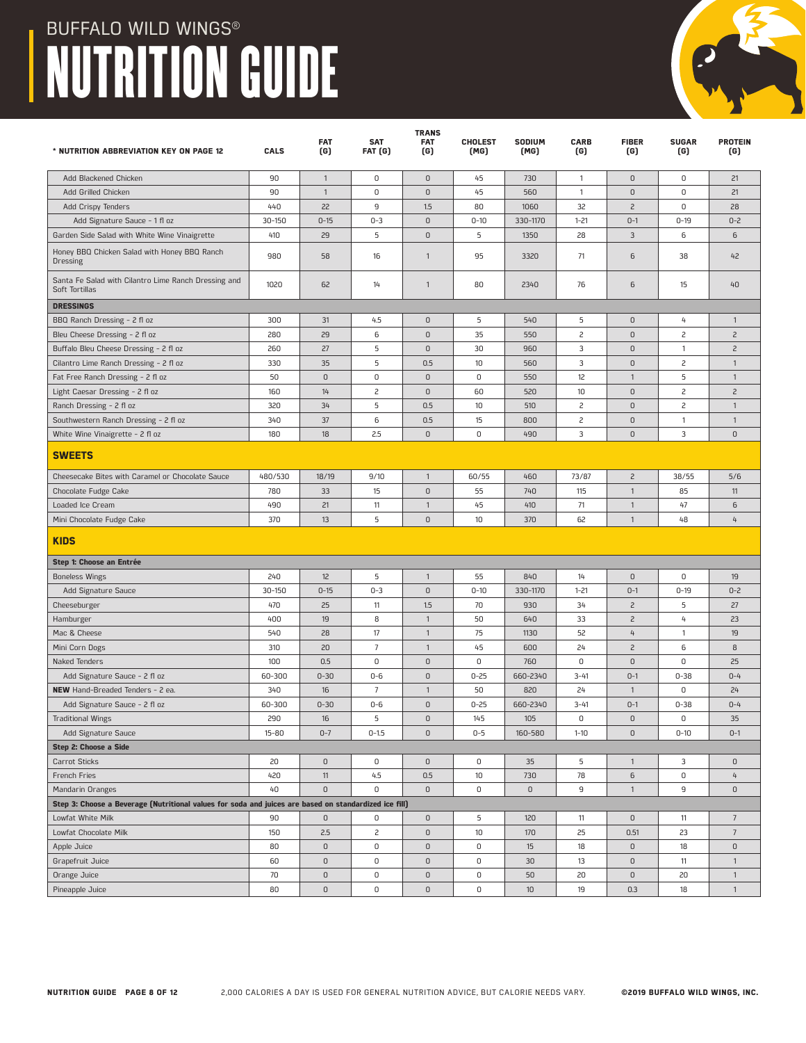# BUFFALO WILD WINGS®

# NUTRITION GUIDE

| * NUTRITION ABBREVIATION KEY ON PAGE 12 | CALS | FAT (G) | SAT FAT (G) | TRANS FAT (G) | CHOLEST (MG) | SODIUM (MG) | CARB (G) | FIBER (G) | SUGAR (G) | PROTEIN (G) |
|---|---|---|---|---|---|---|---|---|---|---|
| Add Blackened Chicken | 90 | 1 | 0 | 0 | 45 | 730 | 1 | 0 | 0 | 21 |
| Add Grilled Chicken | 90 | 1 | 0 | 0 | 45 | 560 | 1 | 0 | 0 | 21 |
| Add Crispy Tenders | 440 | 22 | 9 | 1.5 | 80 | 1060 | 32 | 2 | 0 | 28 |
| Add Signature Sauce - 1 fl oz | 30-150 | 0-15 | 0-3 | 0 | 0-10 | 330-1170 | 1-21 | 0-1 | 0-19 | 0-2 |
| Garden Side Salad with White Wine Vinaigrette | 410 | 29 | 5 | 0 | 5 | 1350 | 28 | 3 | 6 | 6 |
| Honey BBQ Chicken Salad with Honey BBQ Ranch Dressing | 980 | 58 | 16 | 1 | 95 | 3320 | 71 | 6 | 38 | 42 |
| Santa Fe Salad with Cilantro Lime Ranch Dressing and Soft Tortillas | 1020 | 62 | 14 | 1 | 80 | 2340 | 76 | 6 | 15 | 40 |
| **DRESSINGS** | | | | | | | | | | |
| BBQ Ranch Dressing - 2 fl oz | 300 | 31 | 4.5 | 0 | 5 | 540 | 5 | 0 | 4 | 1 |
| Bleu Cheese Dressing - 2 fl oz | 280 | 29 | 6 | 0 | 35 | 550 | 2 | 0 | 2 | 2 |
| Buffalo Bleu Cheese Dressing - 2 fl oz | 260 | 27 | 5 | 0 | 30 | 960 | 3 | 0 | 1 | 2 |
| Cilantro Lime Ranch Dressing - 2 fl oz | 330 | 35 | 5 | 0.5 | 10 | 560 | 3 | 0 | 2 | 1 |
| Fat Free Ranch Dressing - 2 fl oz | 50 | 0 | 0 | 0 | 0 | 550 | 12 | 1 | 5 | 1 |
| Light Caesar Dressing - 2 fl oz | 160 | 14 | 2 | 0 | 60 | 520 | 10 | 0 | 2 | 2 |
| Ranch Dressing - 2 fl oz | 320 | 34 | 5 | 0.5 | 10 | 510 | 2 | 0 | 2 | 1 |
| Southwestern Ranch Dressing - 2 fl oz | 340 | 37 | 6 | 0.5 | 15 | 800 | 2 | 0 | 1 | 1 |
| White Wine Vinaigrette - 2 fl oz | 180 | 18 | 2.5 | 0 | 0 | 490 | 3 | 0 | 3 | 0 |
| **SWEETS** | | | | | | | | | | |
| Cheesecake Bites with Caramel or Chocolate Sauce | 480/530 | 18/19 | 9/10 | 1 | 60/55 | 460 | 73/87 | 2 | 38/55 | 5/6 |
| Chocolate Fudge Cake | 780 | 33 | 15 | 0 | 55 | 740 | 115 | 1 | 85 | 11 |
| Loaded Ice Cream | 490 | 21 | 11 | 1 | 45 | 410 | 71 | 1 | 47 | 6 |
| Mini Chocolate Fudge Cake | 370 | 13 | 5 | 0 | 10 | 370 | 62 | 1 | 48 | 4 |
| **KIDS** | | | | | | | | | | |
| **Step 1: Choose an Entrée** | | | | | | | | | | |
| Boneless Wings | 240 | 12 | 5 | 1 | 55 | 840 | 14 | 0 | 0 | 19 |
| Add Signature Sauce | 30-150 | 0-15 | 0-3 | 0 | 0-10 | 330-1170 | 1-21 | 0-1 | 0-19 | 0-2 |
| Cheeseburger | 470 | 25 | 11 | 1.5 | 70 | 930 | 34 | 2 | 5 | 27 |
| Hamburger | 400 | 19 | 8 | 1 | 50 | 640 | 33 | 2 | 4 | 23 |
| Mac & Cheese | 540 | 28 | 17 | 1 | 75 | 1130 | 52 | 4 | 1 | 19 |
| Mini Corn Dogs | 310 | 20 | 7 | 1 | 45 | 600 | 24 | 2 | 6 | 8 |
| Naked Tenders | 100 | 0.5 | 0 | 0 | 0 | 760 | 0 | 0 | 0 | 25 |
| Add Signature Sauce - 2 fl oz | 60-300 | 0-30 | 0-6 | 0 | 0-25 | 660-2340 | 3-41 | 0-1 | 0-38 | 0-4 |
| **NEW** Hand-Breaded Tenders - 2 ea. | 340 | 16 | 7 | 1 | 50 | 820 | 24 | 1 | 0 | 24 |
| Add Signature Sauce - 2 fl oz | 60-300 | 0-30 | 0-6 | 0 | 0-25 | 660-2340 | 3-41 | 0-1 | 0-38 | 0-4 |
| Traditional Wings | 290 | 16 | 5 | 0 | 145 | 105 | 0 | 0 | 0 | 35 |
| Add Signature Sauce | 15-80 | 0-7 | 0-1.5 | 0 | 0-5 | 160-580 | 1-10 | 0 | 0-10 | 0-1 |
| **Step 2: Choose a Side** | | | | | | | | | | |
| Carrot Sticks | 20 | 0 | 0 | 0 | 0 | 35 | 5 | 1 | 3 | 0 |
| French Fries | 420 | 11 | 4.5 | 0.5 | 10 | 730 | 78 | 6 | 0 | 4 |
| Mandarin Oranges | 40 | 0 | 0 | 0 | 0 | 0 | 9 | 1 | 9 | 0 |
| **Step 3: Choose a Beverage (Nutritional values for soda and juices are based on standardized ice fill)** | | | | | | | | | | |
| Lowfat White Milk | 90 | 0 | 0 | 0 | 5 | 120 | 11 | 0 | 11 | 7 |
| Lowfat Chocolate Milk | 150 | 2.5 | 2 | 0 | 10 | 170 | 25 | 0.51 | 23 | 7 |
| Apple Juice | 80 | 0 | 0 | 0 | 0 | 15 | 18 | 0 | 18 | 0 |
| Grapefruit Juice | 60 | 0 | 0 | 0 | 0 | 30 | 13 | 0 | 11 | 1 |
| Orange Juice | 70 | 0 | 0 | 0 | 0 | 50 | 20 | 0 | 20 | 1 |
| Pineapple Juice | 80 | 0 | 0 | 0 | 0 | 10 | 19 | 0.3 | 18 | 1 |

2,000 CALORIES A DAY IS USED FOR GENERAL NUTRITION ADVICE, BUT CALORIE NEEDS VARY.

©2019 BUFFALO WILD WINGS, INC.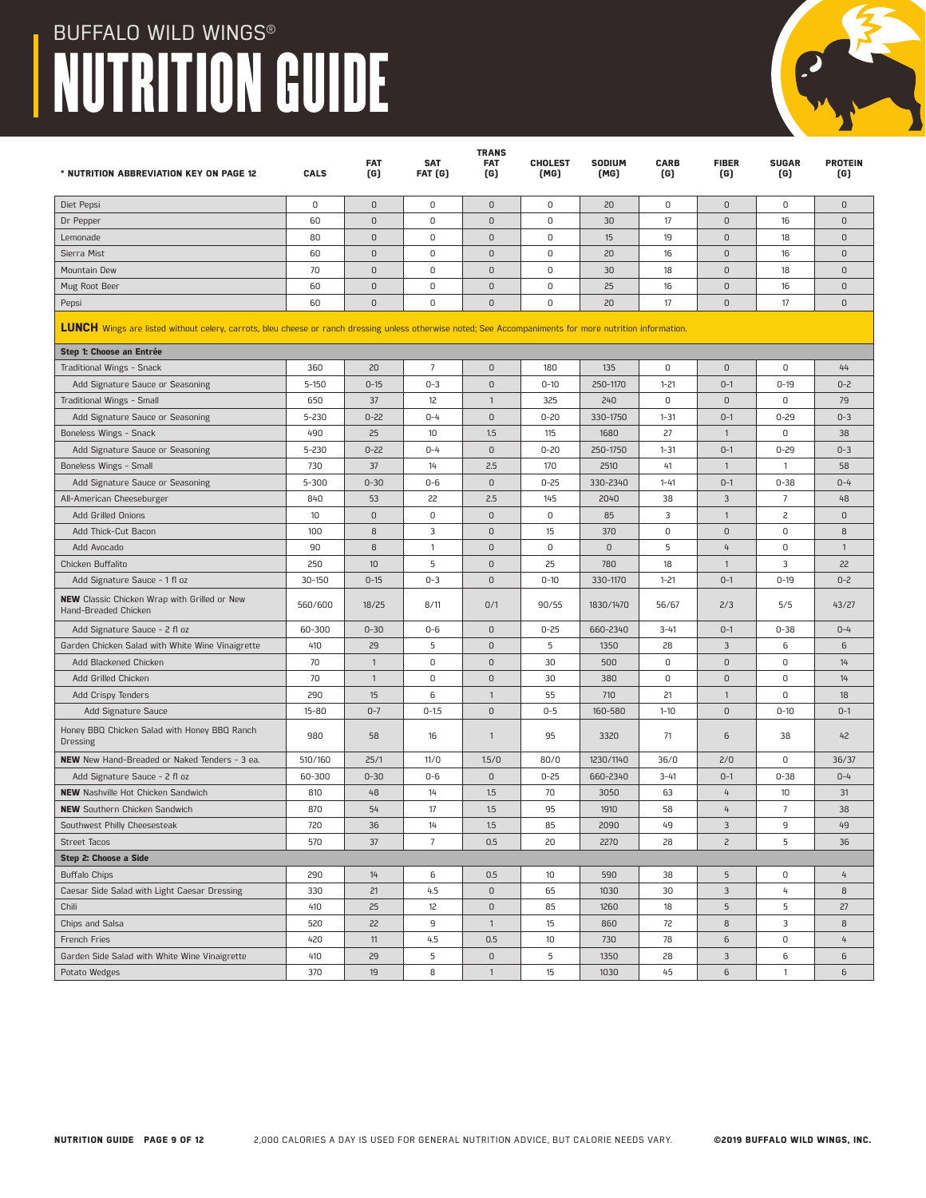# BUFFALO WILD WINGS®
# NUTRITION GUIDE

| * NUTRITION ABBREVIATION KEY ON PAGE 12 | CALS | FAT (G) | SAT FAT (G) | TRANS FAT (G) | CHOLEST (MG) | SODIUM (MG) | CARB (G) | FIBER (G) | SUGAR (G) | PROTEIN (G) |
|---|---|---|---|---|---|---|---|---|---|---|
| Diet Pepsi | 0 | 0 | 0 | 0 | 0 | 20 | 0 | 0 | 0 | 0 |
| Dr Pepper | 60 | 0 | 0 | 0 | 0 | 30 | 17 | 0 | 16 | 0 |
| Lemonade | 80 | 0 | 0 | 0 | 0 | 15 | 19 | 0 | 18 | 0 |
| Sierra Mist | 60 | 0 | 0 | 0 | 0 | 20 | 16 | 0 | 16 | 0 |
| Mountain Dew | 70 | 0 | 0 | 0 | 0 | 30 | 18 | 0 | 18 | 0 |
| Mug Root Beer | 60 | 0 | 0 | 0 | 0 | 25 | 16 | 0 | 16 | 0 |
| Pepsi | 60 | 0 | 0 | 0 | 0 | 20 | 17 | 0 | 17 | 0 |

**LUNCH** Wings are listed without celery, carrots, bleu cheese or ranch dressing unless otherwise noted; See Accompaniments for more nutrition information.

| | CALS | FAT (G) | SAT FAT (G) | TRANS FAT (G) | CHOLEST (MG) | SODIUM (MG) | CARB (G) | FIBER (G) | SUGAR (G) | PROTEIN (G) |
|---|---|---|---|---|---|---|---|---|---|---|
| **Step 1: Choose an Entrée** | | | | | | | | | | |
| Traditional Wings - Snack | 360 | 20 | 7 | 0 | 180 | 135 | 0 | 0 | 0 | 44 |
| Add Signature Sauce or Seasoning | 5-150 | 0-15 | 0-3 | 0 | 0-10 | 250-1170 | 1-21 | 0-1 | 0-19 | 0-2 |
| Traditional Wings - Small | 650 | 37 | 12 | 1 | 325 | 240 | 0 | 0 | 0 | 79 |
| Add Signature Sauce or Seasoning | 5-230 | 0-22 | 0-4 | 0 | 0-20 | 330-1750 | 1-31 | 0-1 | 0-29 | 0-3 |
| Boneless Wings - Snack | 490 | 25 | 10 | 1.5 | 115 | 1680 | 27 | 1 | 0 | 38 |
| Add Signature Sauce or Seasoning | 5-230 | 0-22 | 0-4 | 0 | 0-20 | 250-1750 | 1-31 | 0-1 | 0-29 | 0-3 |
| Boneless Wings - Small | 730 | 37 | 14 | 2.5 | 170 | 2510 | 41 | 1 | 1 | 58 |
| Add Signature Sauce or Seasoning | 5-300 | 0-30 | 0-6 | 0 | 0-25 | 330-2340 | 1-41 | 0-1 | 0-38 | 0-4 |
| All-American Cheeseburger | 840 | 53 | 22 | 2.5 | 145 | 2040 | 38 | 3 | 7 | 48 |
| Add Grilled Onions | 10 | 0 | 0 | 0 | 0 | 85 | 3 | 1 | 2 | 0 |
| Add Thick-Cut Bacon | 100 | 8 | 3 | 0 | 15 | 370 | 0 | 0 | 0 | 8 |
| Add Avocado | 90 | 8 | 1 | 0 | 0 | 0 | 5 | 4 | 0 | 1 |
| Chicken Buffalito | 250 | 10 | 5 | 0 | 25 | 780 | 18 | 1 | 3 | 22 |
| Add Signature Sauce - 1 fl oz | 30-150 | 0-15 | 0-3 | 0 | 0-10 | 330-1170 | 1-21 | 0-1 | 0-19 | 0-2 |
| **NEW** Classic Chicken Wrap with Grilled or New Hand-Breaded Chicken | 560/600 | 18/25 | 8/11 | 0/1 | 90/55 | 1830/1470 | 56/67 | 2/3 | 5/5 | 43/27 |
| Add Signature Sauce - 2 fl oz | 60-300 | 0-30 | 0-6 | 0 | 0-25 | 660-2340 | 3-41 | 0-1 | 0-38 | 0-4 |
| Garden Chicken Salad with White Wine Vinaigrette | 410 | 29 | 5 | 0 | 5 | 1350 | 28 | 3 | 6 | 6 |
| Add Blackened Chicken | 70 | 1 | 0 | 0 | 30 | 500 | 0 | 0 | 0 | 14 |
| Add Grilled Chicken | 70 | 1 | 0 | 0 | 30 | 380 | 0 | 0 | 0 | 14 |
| Add Crispy Tenders | 290 | 15 | 6 | 1 | 55 | 710 | 21 | 1 | 0 | 18 |
| Add Signature Sauce | 15-80 | 0-7 | 0-1.5 | 0 | 0-5 | 160-580 | 1-10 | 0 | 0-10 | 0-1 |
| Honey BBQ Chicken Salad with Honey BBQ Ranch Dressing | 980 | 58 | 16 | 1 | 95 | 3320 | 71 | 6 | 38 | 42 |
| **NEW** New Hand-Breaded or Naked Tenders - 3 ea. | 510/160 | 25/1 | 11/0 | 1.5/0 | 80/0 | 1230/1140 | 36/0 | 2/0 | 0 | 36/37 |
| Add Signature Sauce - 2 fl oz | 60-300 | 0-30 | 0-6 | 0 | 0-25 | 660-2340 | 3-41 | 0-1 | 0-38 | 0-4 |
| **NEW** Nashville Hot Chicken Sandwich | 810 | 48 | 14 | 1.5 | 70 | 3050 | 63 | 4 | 10 | 31 |
| **NEW** Southern Chicken Sandwich | 870 | 54 | 17 | 1.5 | 95 | 1910 | 58 | 4 | 7 | 38 |
| Southwest Philly Cheesesteak | 720 | 36 | 14 | 1.5 | 85 | 2090 | 49 | 3 | 9 | 49 |
| Street Tacos | 570 | 37 | 7 | 0.5 | 20 | 2270 | 28 | 2 | 5 | 36 |
| **Step 2: Choose a Side** | | | | | | | | | | |
| Buffalo Chips | 290 | 14 | 6 | 0.5 | 10 | 590 | 38 | 5 | 0 | 4 |
| Caesar Side Salad with Light Caesar Dressing | 330 | 21 | 4.5 | 0 | 65 | 1030 | 30 | 3 | 4 | 8 |
| Chili | 410 | 25 | 12 | 0 | 85 | 1260 | 18 | 5 | 5 | 27 |
| Chips and Salsa | 520 | 22 | 9 | 1 | 15 | 860 | 72 | 8 | 3 | 8 |
| French Fries | 420 | 11 | 4.5 | 0.5 | 10 | 730 | 78 | 6 | 0 | 4 |
| Garden Side Salad with White Wine Vinaigrette | 410 | 29 | 5 | 0 | 5 | 1350 | 28 | 3 | 6 | 6 |
| Potato Wedges | 370 | 19 | 8 | 1 | 15 | 1030 | 45 | 6 | 1 | 6 |

2,000 CALORIES A DAY IS USED FOR GENERAL NUTRITION ADVICE, BUT CALORIE NEEDS VARY.

©2019 BUFFALO WILD WINGS, INC.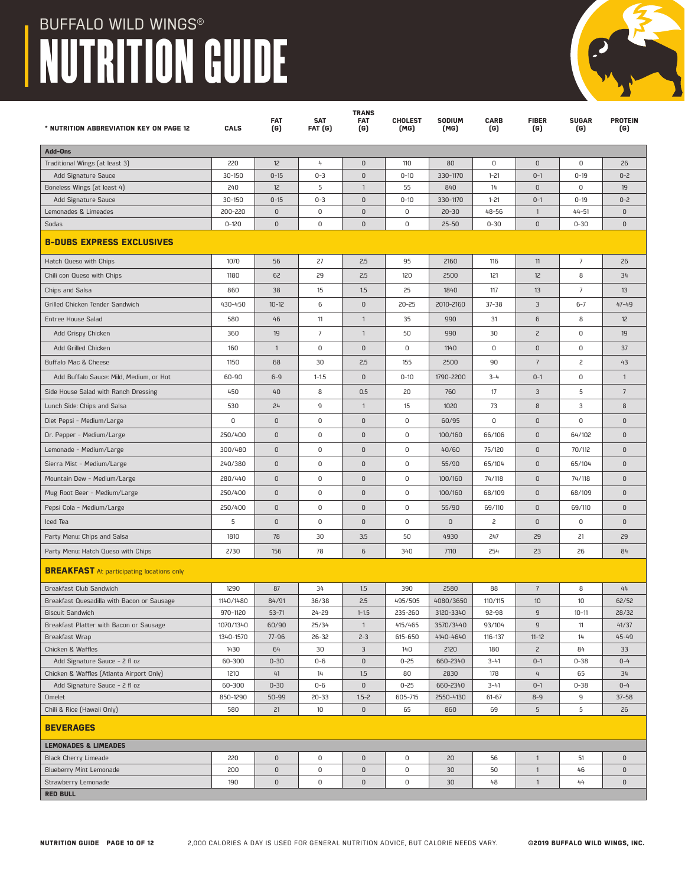# BUFFALO WILD WINGS®
# NUTRITION GUIDE

| * NUTRITION ABBREVIATION KEY ON PAGE 12 | CALS | FAT (G) | SAT FAT (G) | TRANS FAT (G) | CHOLEST (MG) | SODIUM (MG) | CARB (G) | FIBER (G) | SUGAR (G) | PROTEIN (G) |
|---|---|---|---|---|---|---|---|---|---|---|
| **Add-Ons** | | | | | | | | | | |
| Traditional Wings (at least 3) | 220 | 12 | 4 | 0 | 110 | 80 | 0 | 0 | 0 | 26 |
| Add Signature Sauce | 30-150 | 0-15 | 0-3 | 0 | 0-10 | 330-1170 | 1-21 | 0-1 | 0-19 | 0-2 |
| Boneless Wings (at least 4) | 240 | 12 | 5 | 1 | 55 | 840 | 14 | 0 | 0 | 19 |
| Add Signature Sauce | 30-150 | 0-15 | 0-3 | 0 | 0-10 | 330-1170 | 1-21 | 0-1 | 0-19 | 0-2 |
| Lemonades & Limeades | 200-220 | 0 | 0 | 0 | 0 | 20-30 | 48-56 | 1 | 44-51 | 0 |
| Sodas | 0-120 | 0 | 0 | 0 | 0 | 25-50 | 0-30 | 0 | 0-30 | 0 |
| **B-DUBS EXPRESS EXCLUSIVES** | | | | | | | | | | |
| Hatch Queso with Chips | 1070 | 56 | 27 | 2.5 | 95 | 2160 | 116 | 11 | 7 | 26 |
| Chili con Queso with Chips | 1180 | 62 | 29 | 2.5 | 120 | 2500 | 121 | 12 | 8 | 34 |
| Chips and Salsa | 860 | 38 | 15 | 1.5 | 25 | 1840 | 117 | 13 | 7 | 13 |
| Grilled Chicken Tender Sandwich | 430-450 | 10-12 | 6 | 0 | 20-25 | 2010-2160 | 37-38 | 3 | 6-7 | 47-49 |
| Entree House Salad | 580 | 46 | 11 | 1 | 35 | 990 | 31 | 6 | 8 | 12 |
| Add Crispy Chicken | 360 | 19 | 7 | 1 | 50 | 990 | 30 | 2 | 0 | 19 |
| Add Grilled Chicken | 160 | 1 | 0 | 0 | 0 | 1140 | 0 | 0 | 0 | 37 |
| Buffalo Mac & Cheese | 1150 | 68 | 30 | 2.5 | 155 | 2500 | 90 | 7 | 2 | 43 |
| Add Buffalo Sauce: Mild, Medium, or Hot | 60-90 | 6-9 | 1-1.5 | 0 | 0-10 | 1790-2200 | 3-4 | 0-1 | 0 | 1 |
| Side House Salad with Ranch Dressing | 450 | 40 | 8 | 0.5 | 20 | 760 | 17 | 3 | 5 | 7 |
| Lunch Side: Chips and Salsa | 530 | 24 | 9 | 1 | 15 | 1020 | 73 | 8 | 3 | 8 |
| Diet Pepsi - Medium/Large | 0 | 0 | 0 | 0 | 0 | 60/95 | 0 | 0 | 0 | 0 |
| Dr. Pepper - Medium/Large | 250/400 | 0 | 0 | 0 | 0 | 100/160 | 66/106 | 0 | 64/102 | 0 |
| Lemonade - Medium/Large | 300/480 | 0 | 0 | 0 | 0 | 40/60 | 75/120 | 0 | 70/112 | 0 |
| Sierra Mist - Medium/Large | 240/380 | 0 | 0 | 0 | 0 | 55/90 | 65/104 | 0 | 65/104 | 0 |
| Mountain Dew - Medium/Large | 280/440 | 0 | 0 | 0 | 0 | 100/160 | 74/118 | 0 | 74/118 | 0 |
| Mug Root Beer - Medium/Large | 250/400 | 0 | 0 | 0 | 0 | 100/160 | 68/109 | 0 | 68/109 | 0 |
| Pepsi Cola - Medium/Large | 250/400 | 0 | 0 | 0 | 0 | 55/90 | 69/110 | 0 | 69/110 | 0 |
| Iced Tea | 5 | 0 | 0 | 0 | 0 | 0 | 2 | 0 | 0 | 0 |
| Party Menu: Chips and Salsa | 1810 | 78 | 30 | 3.5 | 50 | 4930 | 247 | 29 | 21 | 29 |
| Party Menu: Hatch Queso with Chips | 2730 | 156 | 78 | 6 | 340 | 7110 | 254 | 23 | 26 | 84 |
| **BREAKFAST** At participating locations only | | | | | | | | | | |
| Breakfast Club Sandwich | 1290 | 87 | 34 | 1.5 | 390 | 2580 | 88 | 7 | 8 | 44 |
| Breakfast Quesadilla with Bacon or Sausage | 1140/1480 | 84/91 | 36/38 | 2.5 | 495/505 | 4080/3650 | 110/115 | 10 | 10 | 62/52 |
| Biscuit Sandwich | 970-1120 | 53-71 | 24-29 | 1-1.5 | 235-260 | 3120-3340 | 92-98 | 9 | 10-11 | 28/32 |
| Breakfast Platter with Bacon or Sausage | 1070/1340 | 60/90 | 25/34 | 1 | 415/465 | 3570/3440 | 93/104 | 9 | 11 | 41/37 |
| Breakfast Wrap | 1340-1570 | 77-96 | 26-32 | 2-3 | 615-650 | 4140-4640 | 116-137 | 11-12 | 14 | 45-49 |
| Chicken & Waffles | 1430 | 64 | 30 | 3 | 140 | 2120 | 180 | 2 | 84 | 33 |
| Add Signature Sauce - 2 fl oz | 60-300 | 0-30 | 0-6 | 0 | 0-25 | 660-2340 | 3-41 | 0-1 | 0-38 | 0-4 |
| Chicken & Waffles (Atlanta Airport Only) | 1210 | 41 | 14 | 1.5 | 80 | 2830 | 178 | 4 | 65 | 34 |
| Add Signature Sauce - 2 fl oz | 60-300 | 0-30 | 0-6 | 0 | 0-25 | 660-2340 | 3-41 | 0-1 | 0-38 | 0-4 |
| Omelet | 850-1290 | 50-99 | 20-33 | 1.5-2 | 605-715 | 2550-4130 | 61-67 | 8-9 | 9 | 37-58 |
| Chili & Rice (Hawaii Only) | 580 | 21 | 10 | 0 | 65 | 860 | 69 | 5 | 5 | 26 |
| **BEVERAGES** | | | | | | | | | | |
| **LEMONADES & LIMEADES** | | | | | | | | | | |
| Black Cherry Limeade | 220 | 0 | 0 | 0 | 0 | 20 | 56 | 1 | 51 | 0 |
| Blueberry Mint Lemonade | 200 | 0 | 0 | 0 | 0 | 30 | 50 | 1 | 46 | 0 |
| Strawberry Lemonade | 190 | 0 | 0 | 0 | 0 | 30 | 48 | 1 | 44 | 0 |
| **RED BULL** | | | | | | | | | | |

2,000 CALORIES A DAY IS USED FOR GENERAL NUTRITION ADVICE, BUT CALORIE NEEDS VARY.

©2019 BUFFALO WILD WINGS, INC.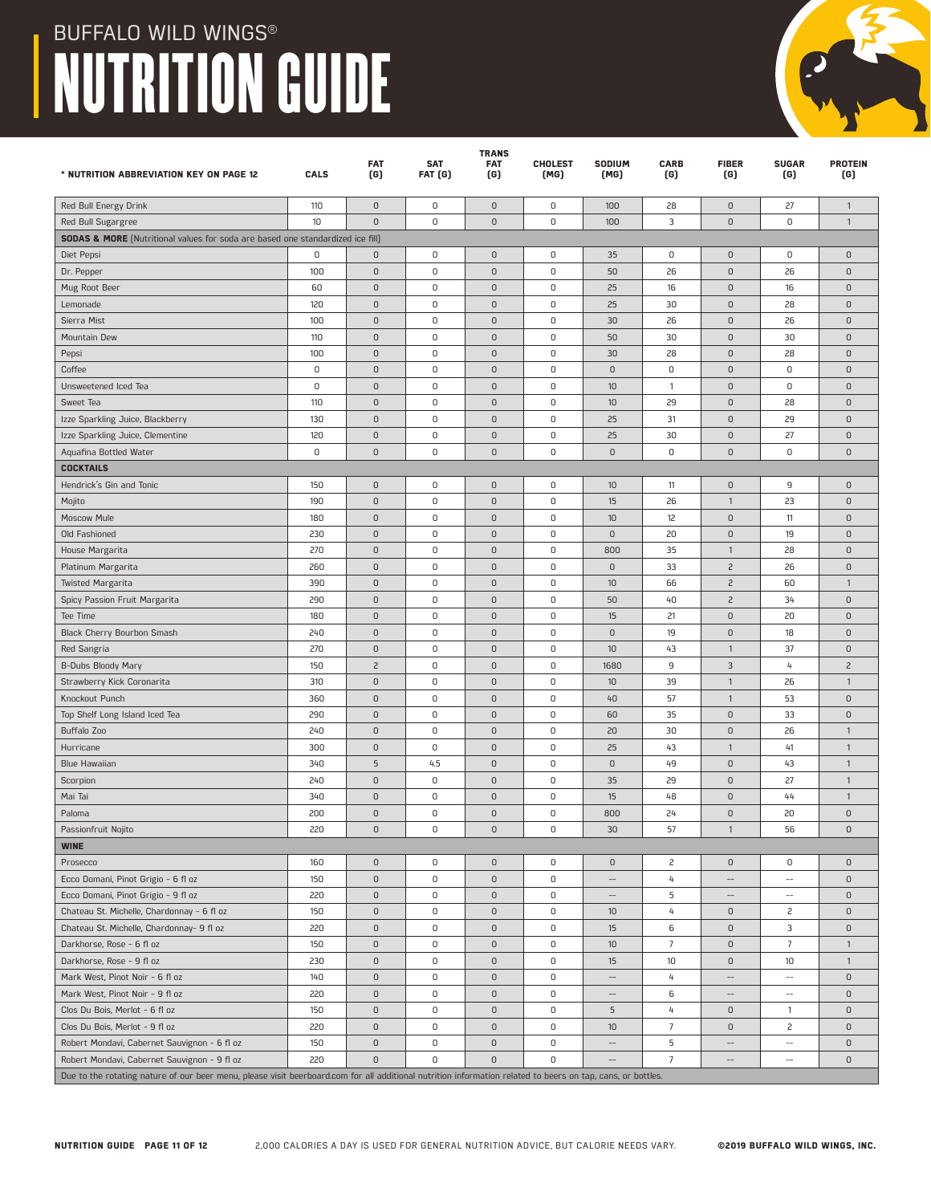# BUFFALO WILD WINGS®

# NUTRITION GUIDE

| * NUTRITION ABBREVIATION KEY ON PAGE 12 | CALS | FAT (G) | SAT FAT (G) | TRANS FAT (G) | CHOLEST (MG) | SODIUM (MG) | CARB (G) | FIBER (G) | SUGAR (G) | PROTEIN (G) |
|---|---|---|---|---|---|---|---|---|---|---|
| Red Bull Energy Drink | 110 | 0 | 0 | 0 | 0 | 100 | 28 | 0 | 27 | 1 |
| Red Bull Sugargree | 10 | 0 | 0 | 0 | 0 | 100 | 3 | 0 | 0 | 1 |
| **SODAS & MORE** (Nutritional values for soda are based one standardized ice fill) | | | | | | | | | | |
| Diet Pepsi | 0 | 0 | 0 | 0 | 0 | 35 | 0 | 0 | 0 | 0 |
| Dr. Pepper | 100 | 0 | 0 | 0 | 0 | 50 | 26 | 0 | 26 | 0 |
| Mug Root Beer | 60 | 0 | 0 | 0 | 0 | 25 | 16 | 0 | 16 | 0 |
| Lemonade | 120 | 0 | 0 | 0 | 0 | 25 | 30 | 0 | 28 | 0 |
| Sierra Mist | 100 | 0 | 0 | 0 | 0 | 30 | 26 | 0 | 26 | 0 |
| Mountain Dew | 110 | 0 | 0 | 0 | 0 | 50 | 30 | 0 | 30 | 0 |
| Pepsi | 100 | 0 | 0 | 0 | 0 | 30 | 28 | 0 | 28 | 0 |
| Coffee | 0 | 0 | 0 | 0 | 0 | 0 | 0 | 0 | 0 | 0 |
| Unsweetened Iced Tea | 0 | 0 | 0 | 0 | 0 | 10 | 1 | 0 | 0 | 0 |
| Sweet Tea | 110 | 0 | 0 | 0 | 0 | 10 | 29 | 0 | 28 | 0 |
| Izze Sparkling Juice, Blackberry | 130 | 0 | 0 | 0 | 0 | 25 | 31 | 0 | 29 | 0 |
| Izze Sparkling Juice, Clementine | 120 | 0 | 0 | 0 | 0 | 25 | 30 | 0 | 27 | 0 |
| Aquafina Bottled Water | 0 | 0 | 0 | 0 | 0 | 0 | 0 | 0 | 0 | 0 |
| **COCKTAILS** | | | | | | | | | | |
| Hendrick's Gin and Tonic | 150 | 0 | 0 | 0 | 0 | 10 | 11 | 0 | 9 | 0 |
| Mojito | 190 | 0 | 0 | 0 | 0 | 15 | 26 | 1 | 23 | 0 |
| Moscow Mule | 180 | 0 | 0 | 0 | 0 | 10 | 12 | 0 | 11 | 0 |
| Old Fashioned | 230 | 0 | 0 | 0 | 0 | 0 | 20 | 0 | 19 | 0 |
| House Margarita | 270 | 0 | 0 | 0 | 0 | 800 | 35 | 1 | 28 | 0 |
| Platinum Margarita | 260 | 0 | 0 | 0 | 0 | 0 | 33 | 2 | 26 | 0 |
| Twisted Margarita | 390 | 0 | 0 | 0 | 0 | 10 | 66 | 2 | 60 | 1 |
| Spicy Passion Fruit Margarita | 290 | 0 | 0 | 0 | 0 | 50 | 40 | 2 | 34 | 0 |
| Tee Time | 180 | 0 | 0 | 0 | 0 | 15 | 21 | 0 | 20 | 0 |
| Black Cherry Bourbon Smash | 240 | 0 | 0 | 0 | 0 | 0 | 19 | 0 | 18 | 0 |
| Red Sangria | 270 | 0 | 0 | 0 | 0 | 10 | 43 | 1 | 37 | 0 |
| B-Dubs Bloody Mary | 150 | 2 | 0 | 0 | 0 | 1680 | 9 | 3 | 4 | 2 |
| Strawberry Kick Coronarita | 310 | 0 | 0 | 0 | 0 | 10 | 39 | 1 | 26 | 1 |
| Knockout Punch | 360 | 0 | 0 | 0 | 0 | 40 | 57 | 1 | 53 | 0 |
| Top Shelf Long Island Iced Tea | 290 | 0 | 0 | 0 | 0 | 60 | 35 | 0 | 33 | 0 |
| Buffalo Zoo | 240 | 0 | 0 | 0 | 0 | 20 | 30 | 0 | 26 | 1 |
| Hurricane | 300 | 0 | 0 | 0 | 0 | 25 | 43 | 1 | 41 | 1 |
| Blue Hawaiian | 340 | 5 | 4.5 | 0 | 0 | 0 | 49 | 0 | 43 | 1 |
| Scorpion | 240 | 0 | 0 | 0 | 0 | 35 | 29 | 0 | 27 | 1 |
| Mai Tai | 340 | 0 | 0 | 0 | 0 | 15 | 48 | 0 | 44 | 1 |
| Paloma | 200 | 0 | 0 | 0 | 0 | 800 | 24 | 0 | 20 | 0 |
| Passionfruit Nojito | 220 | 0 | 0 | 0 | 0 | 30 | 57 | 1 | 56 | 0 |
| **WINE** | | | | | | | | | | |
| Prosecco | 160 | 0 | 0 | 0 | 0 | 0 | 2 | 0 | 0 | 0 |
| Ecco Domani, Pinot Grigio - 6 fl oz | 150 | 0 | 0 | 0 | 0 | -- | 4 | -- | -- | 0 |
| Ecco Domani, Pinot Grigio - 9 fl oz | 220 | 0 | 0 | 0 | 0 | -- | 5 | -- | -- | 0 |
| Chateau St. Michelle, Chardonnay - 6 fl oz | 150 | 0 | 0 | 0 | 0 | 10 | 4 | 0 | 2 | 0 |
| Chateau St. Michelle, Chardonnay- 9 fl oz | 220 | 0 | 0 | 0 | 0 | 15 | 6 | 0 | 3 | 0 |
| Darkhorse, Rose - 6 fl oz | 150 | 0 | 0 | 0 | 0 | 10 | 7 | 0 | 7 | 1 |
| Darkhorse, Rose - 9 fl oz | 230 | 0 | 0 | 0 | 0 | 15 | 10 | 0 | 10 | 1 |
| Mark West, Pinot Noir - 6 fl oz | 140 | 0 | 0 | 0 | 0 | -- | 4 | -- | -- | 0 |
| Mark West, Pinot Noir - 9 fl oz | 220 | 0 | 0 | 0 | 0 | -- | 6 | -- | -- | 0 |
| Clos Du Bois, Merlot - 6 fl oz | 150 | 0 | 0 | 0 | 0 | 5 | 4 | 0 | 1 | 0 |
| Clos Du Bois, Merlot - 9 fl oz | 220 | 0 | 0 | 0 | 0 | 10 | 7 | 0 | 2 | 0 |
| Robert Mondavi, Cabernet Sauvignon - 6 fl oz | 150 | 0 | 0 | 0 | 0 | -- | 5 | -- | -- | 0 |
| Robert Mondavi, Cabernet Sauvignon - 9 fl oz | 220 | 0 | 0 | 0 | 0 | -- | 7 | -- | -- | 0 |

Due to the rotating nature of our beer menu, please visit beerboard.com for all additional nutrition information related to beers on tap, cans, or bottles.

2,000 CALORIES A DAY IS USED FOR GENERAL NUTRITION ADVICE, BUT CALORIE NEEDS VARY.

©2019 BUFFALO WILD WINGS, INC.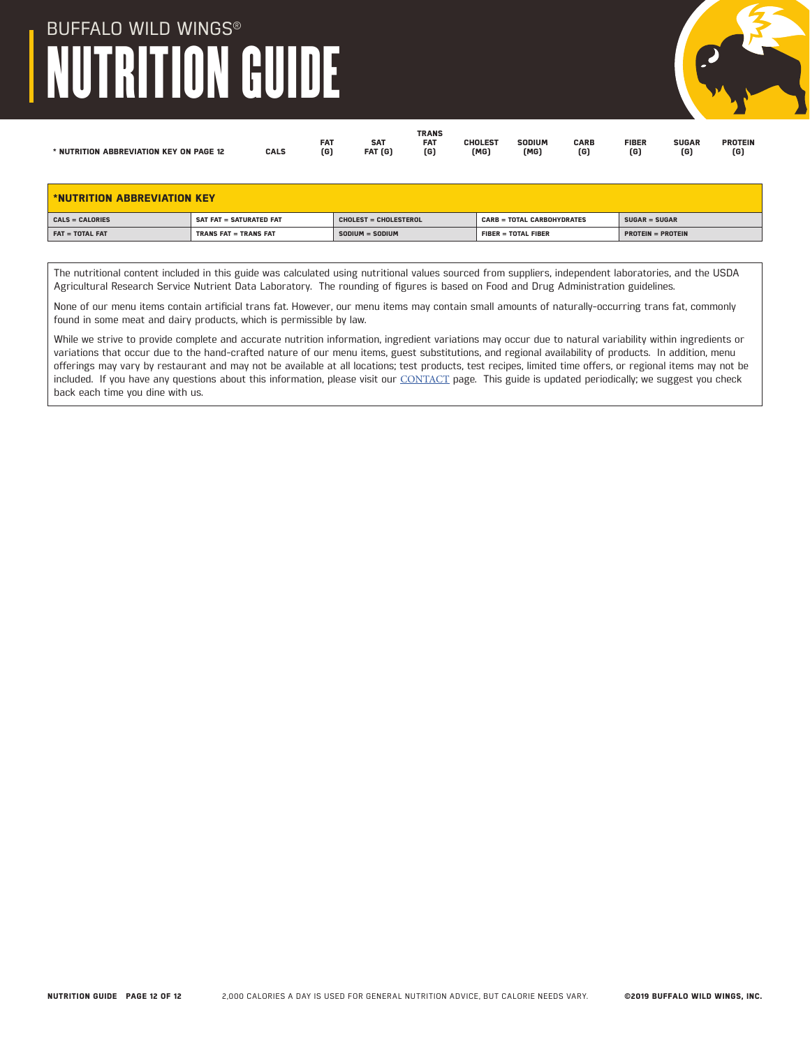# BUFFALO WILD WINGS®
# NUTRITION GUIDE

| * NUTRITION ABBREVIATION KEY ON PAGE 12 | CALS | FAT (G) | SAT FAT (G) | TRANS FAT (G) | CHOLEST (MG) | SODIUM (MG) | CARB (G) | FIBER (G) | SUGAR (G) | PROTEIN (G) |
|---|---|---|---|---|---|---|---|---|---|---|

## *NUTRITION ABBREVIATION KEY

| | | | | |
|---|---|---|---|---|
| CALS = CALORIES | SAT FAT = SATURATED FAT | CHOLEST = CHOLESTEROL | CARB = TOTAL CARBOHYDRATES | SUGAR = SUGAR |
| FAT = TOTAL FAT | TRANS FAT = TRANS FAT | SODIUM = SODIUM | FIBER = TOTAL FIBER | PROTEIN = PROTEIN |

The nutritional content included in this guide was calculated using nutritional values sourced from suppliers, independent laboratories, and the USDA Agricultural Research Service Nutrient Data Laboratory. The rounding of figures is based on Food and Drug Administration guidelines.

None of our menu items contain artificial trans fat. However, our menu items may contain small amounts of naturally-occurring trans fat, commonly found in some meat and dairy products, which is permissible by law.

While we strive to provide complete and accurate nutrition information, ingredient variations may occur due to natural variability within ingredients or variations that occur due to the hand-crafted nature of our menu items, guest substitutions, and regional availability of products. In addition, menu offerings may vary by restaurant and may not be available at all locations; test products, test recipes, limited time offers, or regional items may not be included. If you have any questions about this information, please visit our CONTACT page. This guide is updated periodically; we suggest you check back each time you dine with us.

2,000 CALORIES A DAY IS USED FOR GENERAL NUTRITION ADVICE, BUT CALORIE NEEDS VARY.

©2019 BUFFALO WILD WINGS, INC.